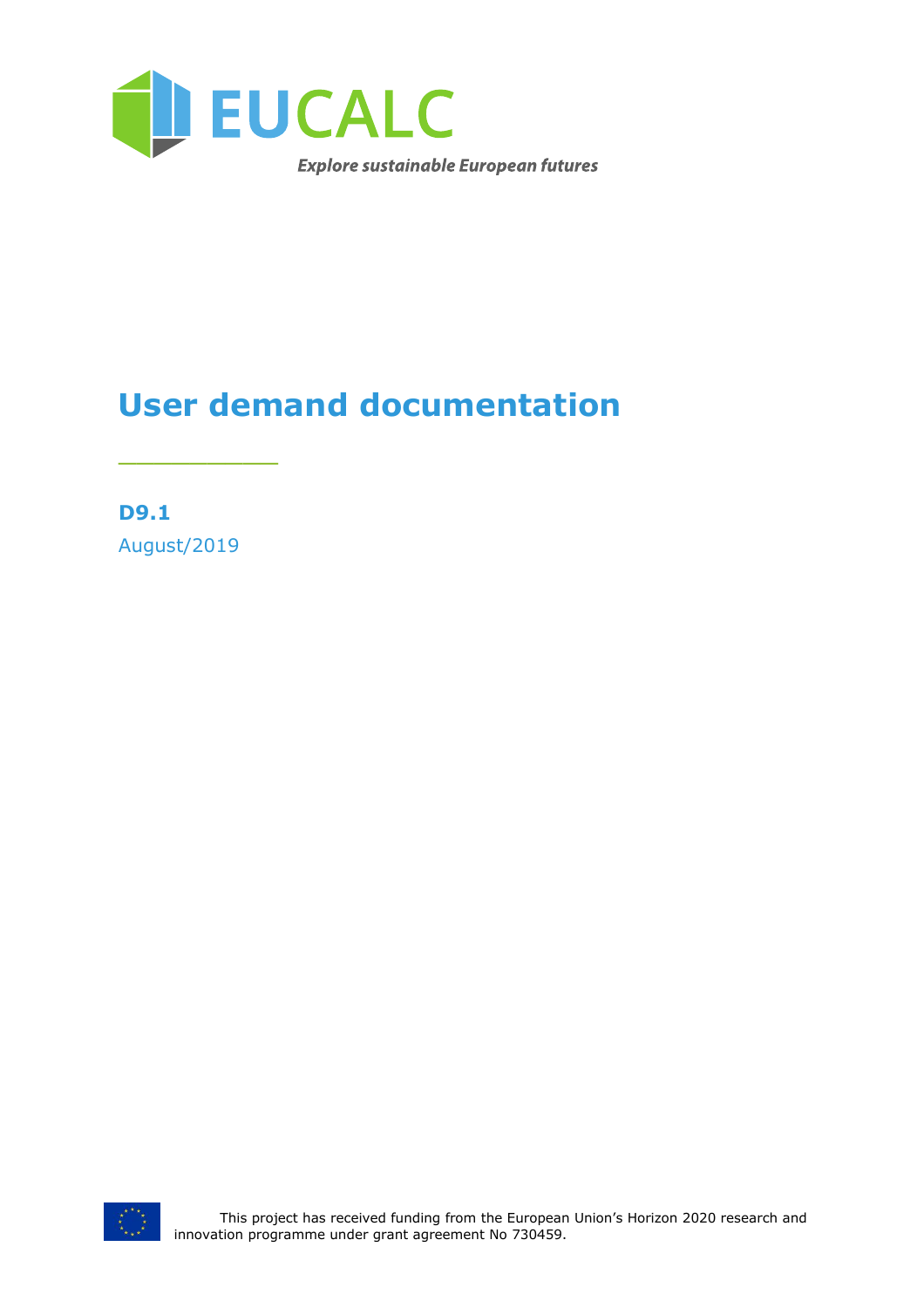EUCALC

*Explore sustainable European futures*

# User demand documentation

**D9.1**

August/2019

This project has received funding from the European Union's Horizon 2020 research and innovation programme under grant agreement No 730459.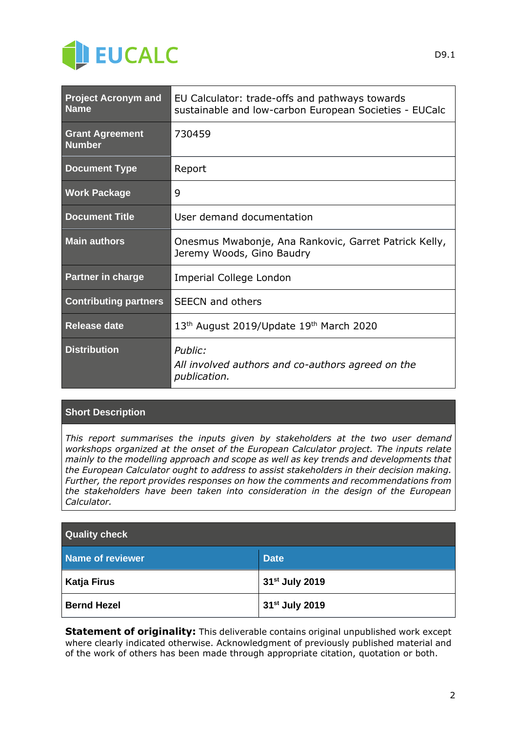EUCALC

| Project Acronym and Name | EU Calculator: trade-offs and pathways towards sustainable and low-carbon European Societies - EUCalc |
|---|---|
| Grant Agreement Number | 730459 |
| Document Type | Report |
| Work Package | 9 |
| Document Title | User demand documentation |
| Main authors | Onesmus Mwabonje, Ana Rankovic, Garret Patrick Kelly, Jeremy Woods, Gino Baudry |
| Partner in charge | Imperial College London |
| Contributing partners | SEECN and others |
| Release date | 13th August 2019/Update 19th March 2020 |
| Distribution | *Public:* *All involved authors and co-authors agreed on the publication.* |

| Short Description |
|---|
| *This report summarises the inputs given by stakeholders at the two user demand workshops organized at the onset of the European Calculator project. The inputs relate mainly to the modelling approach and scope as well as key trends and developments that the European Calculator ought to address to assist stakeholders in their decision making. Further, the report provides responses on how the comments and recommendations from the stakeholders have been taken into consideration in the design of the European Calculator.* |

| Quality check | |
|---|---|
| **Name of reviewer** | **Date** |
| **Katja Firus** | **31st July 2019** |
| **Bernd Hezel** | **31st July 2019** |

**Statement of originality:** This deliverable contains original unpublished work except where clearly indicated otherwise. Acknowledgment of previously published material and of the work of others has been made through appropriate citation, quotation or both.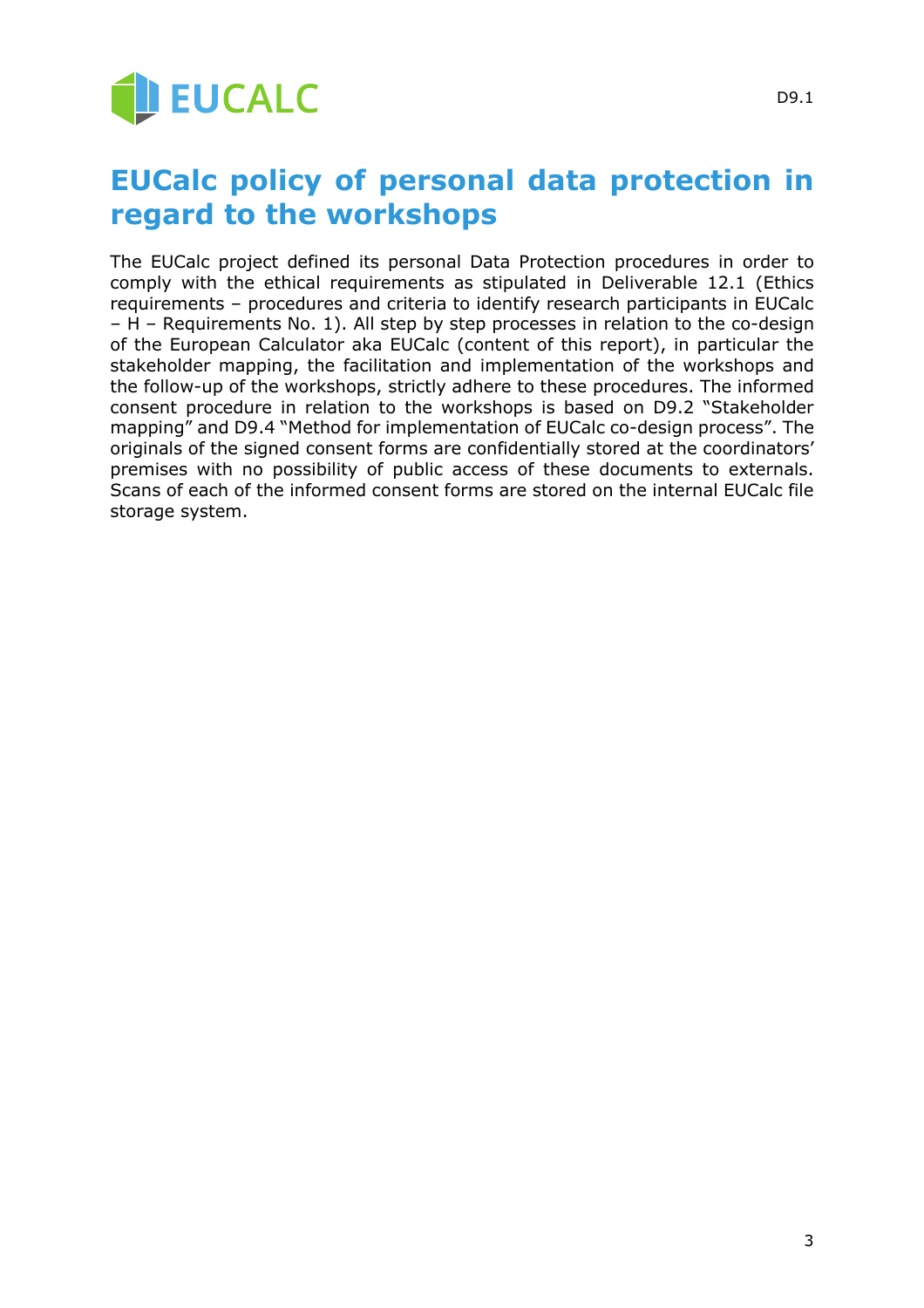# EUCalc policy of personal data protection in regard to the workshops

The EUCalc project defined its personal Data Protection procedures in order to comply with the ethical requirements as stipulated in Deliverable 12.1 (Ethics requirements – procedures and criteria to identify research participants in EUCalc – H – Requirements No. 1). All step by step processes in relation to the co-design of the European Calculator aka EUCalc (content of this report), in particular the stakeholder mapping, the facilitation and implementation of the workshops and the follow-up of the workshops, strictly adhere to these procedures. The informed consent procedure in relation to the workshops is based on D9.2 "Stakeholder mapping" and D9.4 "Method for implementation of EUCalc co-design process". The originals of the signed consent forms are confidentially stored at the coordinators' premises with no possibility of public access of these documents to externals. Scans of each of the informed consent forms are stored on the internal EUCalc file storage system.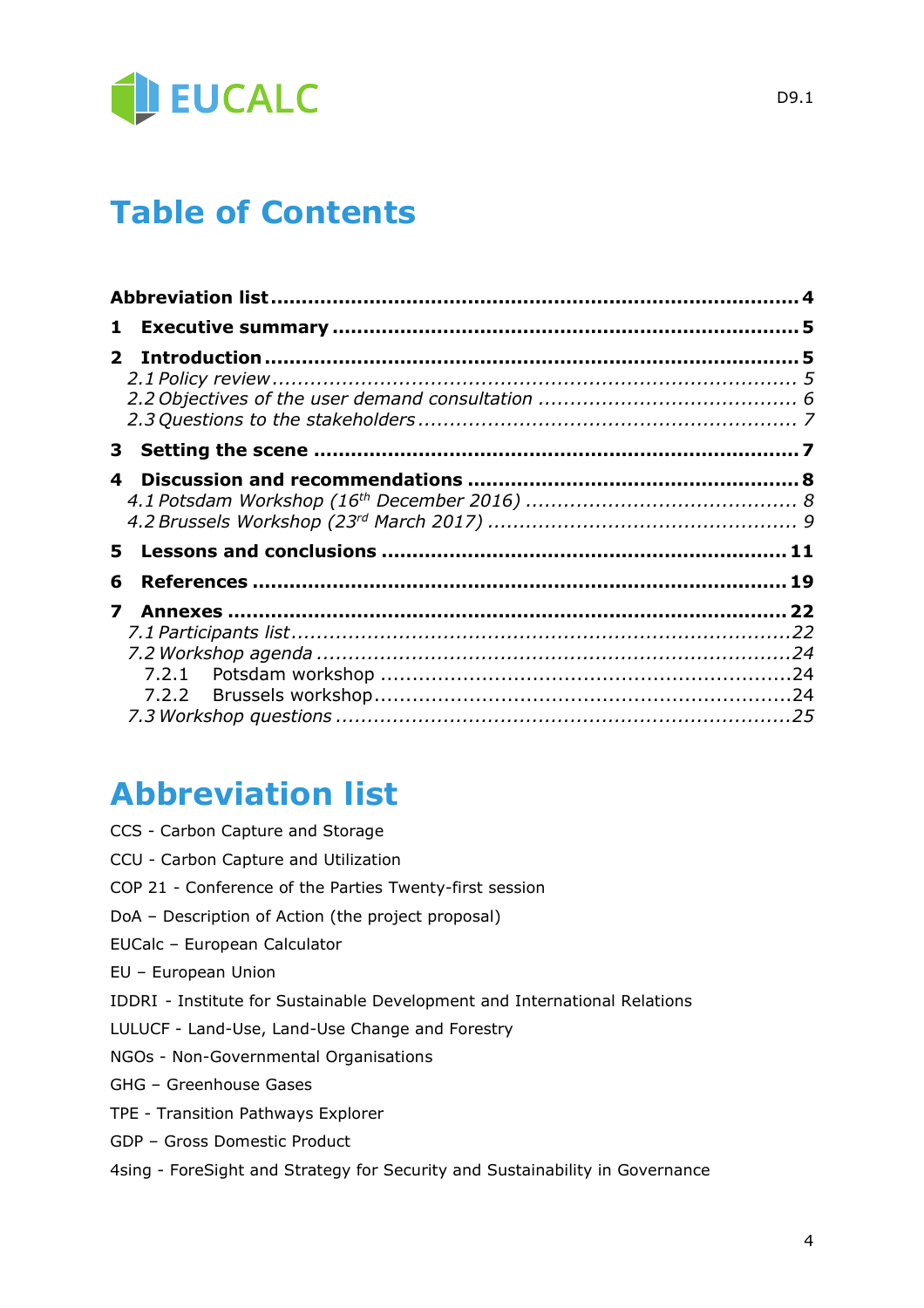# Table of Contents

**Abbreviation list** .................................................................................. **4**

**1 Executive summary** .................................................................................. **5**

**2 Introduction** .................................................................................. **5**

*2.1 Policy review* .................................................................................. *5*

*2.2 Objectives of the user demand consultation* .................................................................................. *6*

*2.3 Questions to the stakeholders* .................................................................................. *7*

**3 Setting the scene** .................................................................................. **7**

**4 Discussion and recommendations** .................................................................................. **8**

*4.1 Potsdam Workshop (16th December 2016)* .................................................................................. *8*

*4.2 Brussels Workshop (23rd March 2017)* .................................................................................. *9*

**5 Lessons and conclusions** .................................................................................. **11**

**6 References** .................................................................................. **19**

**7 Annexes** .................................................................................. **22**

*7.1 Participants list* .................................................................................. *22*

*7.2 Workshop agenda* .................................................................................. *24*

7.2.1 Potsdam workshop .................................................................................. 24

7.2.2 Brussels workshop .................................................................................. 24

*7.3 Workshop questions* .................................................................................. *25*

# Abbreviation list

CCS - Carbon Capture and Storage

CCU - Carbon Capture and Utilization

COP 21 - Conference of the Parties Twenty-first session

DoA – Description of Action (the project proposal)

EUCalc – European Calculator

EU – European Union

IDDRI - Institute for Sustainable Development and International Relations

LULUCF - Land-Use, Land-Use Change and Forestry

NGOs - Non-Governmental Organisations

GHG – Greenhouse Gases

TPE - Transition Pathways Explorer

GDP – Gross Domestic Product

4sing - ForeSight and Strategy for Security and Sustainability in Governance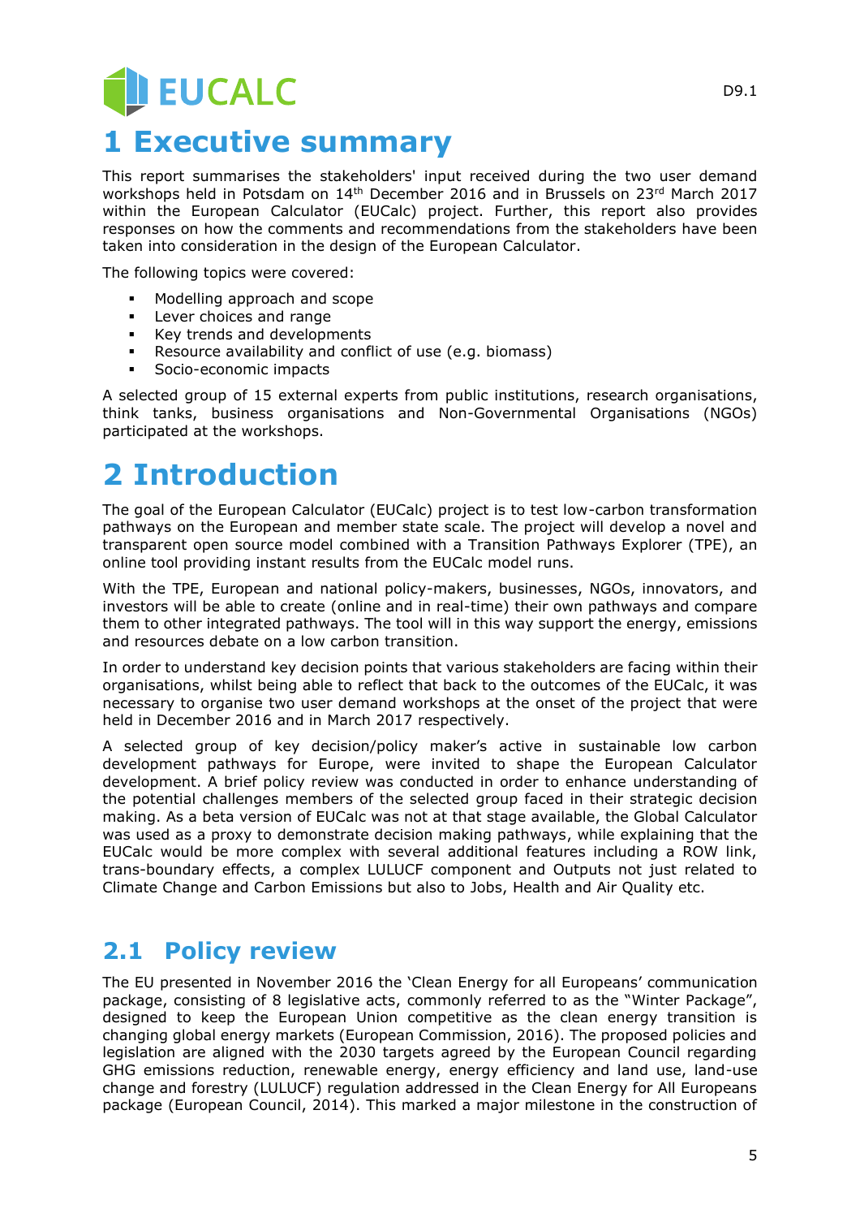# 1 Executive summary

This report summarises the stakeholders' input received during the two user demand workshops held in Potsdam on 14th December 2016 and in Brussels on 23rd March 2017 within the European Calculator (EUCalc) project. Further, this report also provides responses on how the comments and recommendations from the stakeholders have been taken into consideration in the design of the European Calculator.

The following topics were covered:

- Modelling approach and scope
- Lever choices and range
- Key trends and developments
- Resource availability and conflict of use (e.g. biomass)
- Socio-economic impacts

A selected group of 15 external experts from public institutions, research organisations, think tanks, business organisations and Non-Governmental Organisations (NGOs) participated at the workshops.

# 2 Introduction

The goal of the European Calculator (EUCalc) project is to test low-carbon transformation pathways on the European and member state scale. The project will develop a novel and transparent open source model combined with a Transition Pathways Explorer (TPE), an online tool providing instant results from the EUCalc model runs.

With the TPE, European and national policy-makers, businesses, NGOs, innovators, and investors will be able to create (online and in real-time) their own pathways and compare them to other integrated pathways. The tool will in this way support the energy, emissions and resources debate on a low carbon transition.

In order to understand key decision points that various stakeholders are facing within their organisations, whilst being able to reflect that back to the outcomes of the EUCalc, it was necessary to organise two user demand workshops at the onset of the project that were held in December 2016 and in March 2017 respectively.

A selected group of key decision/policy maker's active in sustainable low carbon development pathways for Europe, were invited to shape the European Calculator development. A brief policy review was conducted in order to enhance understanding of the potential challenges members of the selected group faced in their strategic decision making. As a beta version of EUCalc was not at that stage available, the Global Calculator was used as a proxy to demonstrate decision making pathways, while explaining that the EUCalc would be more complex with several additional features including a ROW link, trans-boundary effects, a complex LULUCF component and Outputs not just related to Climate Change and Carbon Emissions but also to Jobs, Health and Air Quality etc.

## 2.1 Policy review

The EU presented in November 2016 the 'Clean Energy for all Europeans' communication package, consisting of 8 legislative acts, commonly referred to as the "Winter Package", designed to keep the European Union competitive as the clean energy transition is changing global energy markets (European Commission, 2016). The proposed policies and legislation are aligned with the 2030 targets agreed by the European Council regarding GHG emissions reduction, renewable energy, energy efficiency and land use, land-use change and forestry (LULUCF) regulation addressed in the Clean Energy for All Europeans package (European Council, 2014). This marked a major milestone in the construction of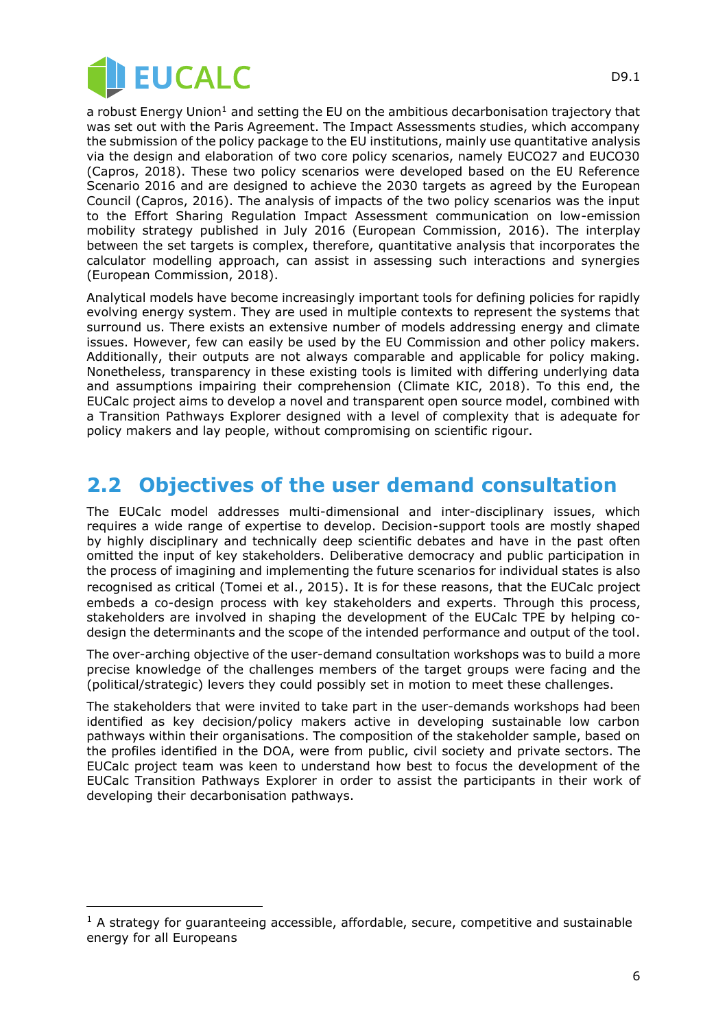a robust Energy Union[1] and setting the EU on the ambitious decarbonisation trajectory that was set out with the Paris Agreement. The Impact Assessments studies, which accompany the submission of the policy package to the EU institutions, mainly use quantitative analysis via the design and elaboration of two core policy scenarios, namely EUCO27 and EUCO30 (Capros, 2018). These two policy scenarios were developed based on the EU Reference Scenario 2016 and are designed to achieve the 2030 targets as agreed by the European Council (Capros, 2016). The analysis of impacts of the two policy scenarios was the input to the Effort Sharing Regulation Impact Assessment communication on low-emission mobility strategy published in July 2016 (European Commission, 2016). The interplay between the set targets is complex, therefore, quantitative analysis that incorporates the calculator modelling approach, can assist in assessing such interactions and synergies (European Commission, 2018).

Analytical models have become increasingly important tools for defining policies for rapidly evolving energy system. They are used in multiple contexts to represent the systems that surround us. There exists an extensive number of models addressing energy and climate issues. However, few can easily be used by the EU Commission and other policy makers. Additionally, their outputs are not always comparable and applicable for policy making. Nonetheless, transparency in these existing tools is limited with differing underlying data and assumptions impairing their comprehension (Climate KIC, 2018). To this end, the EUCalc project aims to develop a novel and transparent open source model, combined with a Transition Pathways Explorer designed with a level of complexity that is adequate for policy makers and lay people, without compromising on scientific rigour.

## 2.2 Objectives of the user demand consultation

The EUCalc model addresses multi-dimensional and inter-disciplinary issues, which requires a wide range of expertise to develop. Decision-support tools are mostly shaped by highly disciplinary and technically deep scientific debates and have in the past often omitted the input of key stakeholders. Deliberative democracy and public participation in the process of imagining and implementing the future scenarios for individual states is also recognised as critical (Tomei et al., 2015). It is for these reasons, that the EUCalc project embeds a co-design process with key stakeholders and experts. Through this process, stakeholders are involved in shaping the development of the EUCalc TPE by helping co-design the determinants and the scope of the intended performance and output of the tool.

The over-arching objective of the user-demand consultation workshops was to build a more precise knowledge of the challenges members of the target groups were facing and the (political/strategic) levers they could possibly set in motion to meet these challenges.

The stakeholders that were invited to take part in the user-demands workshops had been identified as key decision/policy makers active in developing sustainable low carbon pathways within their organisations. The composition of the stakeholder sample, based on the profiles identified in the DOA, were from public, civil society and private sectors. The EUCalc project team was keen to understand how best to focus the development of the EUCalc Transition Pathways Explorer in order to assist the participants in their work of developing their decarbonisation pathways.

[1] A strategy for guaranteeing accessible, affordable, secure, competitive and sustainable energy for all Europeans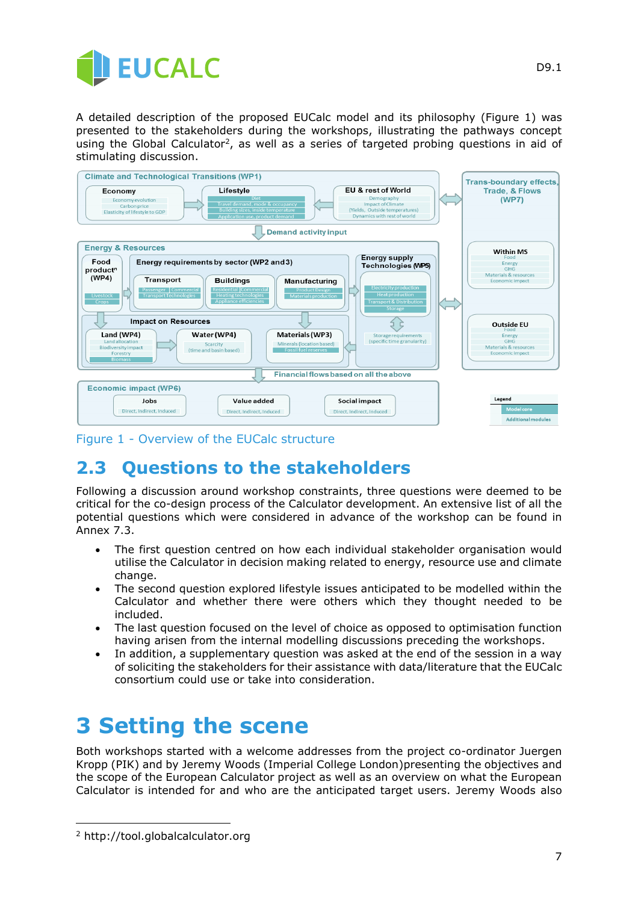A detailed description of the proposed EUCalc model and its philosophy (Figure 1) was presented to the stakeholders during the workshops, illustrating the pathways concept using the Global Calculator[2], as well as a series of targeted probing questions in aid of stimulating discussion.

Figure 1 - Overview of the EUCalc structure

## 2.3 Questions to the stakeholders

Following a discussion around workshop constraints, three questions were deemed to be critical for the co-design process of the Calculator development. An extensive list of all the potential questions which were considered in advance of the workshop can be found in Annex 7.3.

- The first question centred on how each individual stakeholder organisation would utilise the Calculator in decision making related to energy, resource use and climate change.
- The second question explored lifestyle issues anticipated to be modelled within the Calculator and whether there were others which they thought needed to be included.
- The last question focused on the level of choice as opposed to optimisation function having arisen from the internal modelling discussions preceding the workshops.
- In addition, a supplementary question was asked at the end of the session in a way of soliciting the stakeholders for their assistance with data/literature that the EUCalc consortium could use or take into consideration.

# 3 Setting the scene

Both workshops started with a welcome addresses from the project co-ordinator Juergen Kropp (PIK) and by Jeremy Woods (Imperial College London)presenting the objectives and the scope of the European Calculator project as well as an overview on what the European Calculator is intended for and who are the anticipated target users. Jeremy Woods also

[2] http://tool.globalcalculator.org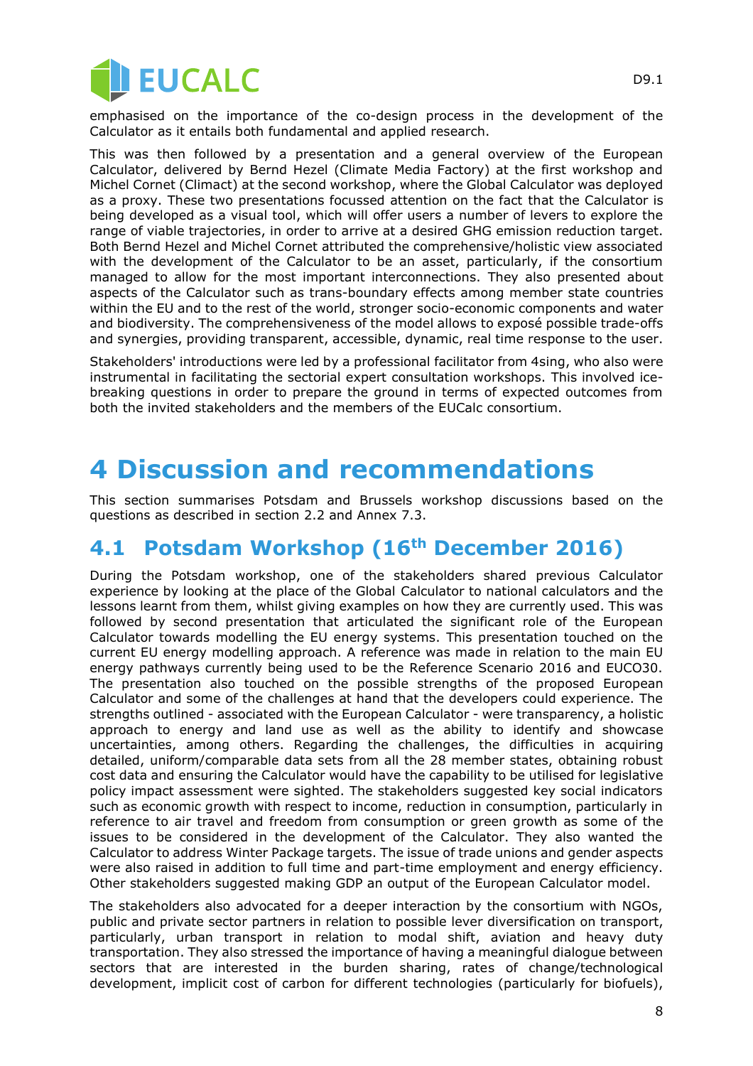emphasised on the importance of the co-design process in the development of the Calculator as it entails both fundamental and applied research.

This was then followed by a presentation and a general overview of the European Calculator, delivered by Bernd Hezel (Climate Media Factory) at the first workshop and Michel Cornet (Climact) at the second workshop, where the Global Calculator was deployed as a proxy. These two presentations focussed attention on the fact that the Calculator is being developed as a visual tool, which will offer users a number of levers to explore the range of viable trajectories, in order to arrive at a desired GHG emission reduction target. Both Bernd Hezel and Michel Cornet attributed the comprehensive/holistic view associated with the development of the Calculator to be an asset, particularly, if the consortium managed to allow for the most important interconnections. They also presented about aspects of the Calculator such as trans-boundary effects among member state countries within the EU and to the rest of the world, stronger socio-economic components and water and biodiversity. The comprehensiveness of the model allows to exposé possible trade-offs and synergies, providing transparent, accessible, dynamic, real time response to the user.

Stakeholders' introductions were led by a professional facilitator from 4sing, who also were instrumental in facilitating the sectorial expert consultation workshops. This involved ice-breaking questions in order to prepare the ground in terms of expected outcomes from both the invited stakeholders and the members of the EUCalc consortium.

# 4 Discussion and recommendations

This section summarises Potsdam and Brussels workshop discussions based on the questions as described in section 2.2 and Annex 7.3.

## 4.1 Potsdam Workshop (16th December 2016)

During the Potsdam workshop, one of the stakeholders shared previous Calculator experience by looking at the place of the Global Calculator to national calculators and the lessons learnt from them, whilst giving examples on how they are currently used. This was followed by second presentation that articulated the significant role of the European Calculator towards modelling the EU energy systems. This presentation touched on the current EU energy modelling approach. A reference was made in relation to the main EU energy pathways currently being used to be the Reference Scenario 2016 and EUCO30. The presentation also touched on the possible strengths of the proposed European Calculator and some of the challenges at hand that the developers could experience. The strengths outlined - associated with the European Calculator - were transparency, a holistic approach to energy and land use as well as the ability to identify and showcase uncertainties, among others. Regarding the challenges, the difficulties in acquiring detailed, uniform/comparable data sets from all the 28 member states, obtaining robust cost data and ensuring the Calculator would have the capability to be utilised for legislative policy impact assessment were sighted. The stakeholders suggested key social indicators such as economic growth with respect to income, reduction in consumption, particularly in reference to air travel and freedom from consumption or green growth as some of the issues to be considered in the development of the Calculator. They also wanted the Calculator to address Winter Package targets. The issue of trade unions and gender aspects were also raised in addition to full time and part-time employment and energy efficiency. Other stakeholders suggested making GDP an output of the European Calculator model.

The stakeholders also advocated for a deeper interaction by the consortium with NGOs, public and private sector partners in relation to possible lever diversification on transport, particularly, urban transport in relation to modal shift, aviation and heavy duty transportation. They also stressed the importance of having a meaningful dialogue between sectors that are interested in the burden sharing, rates of change/technological development, implicit cost of carbon for different technologies (particularly for biofuels),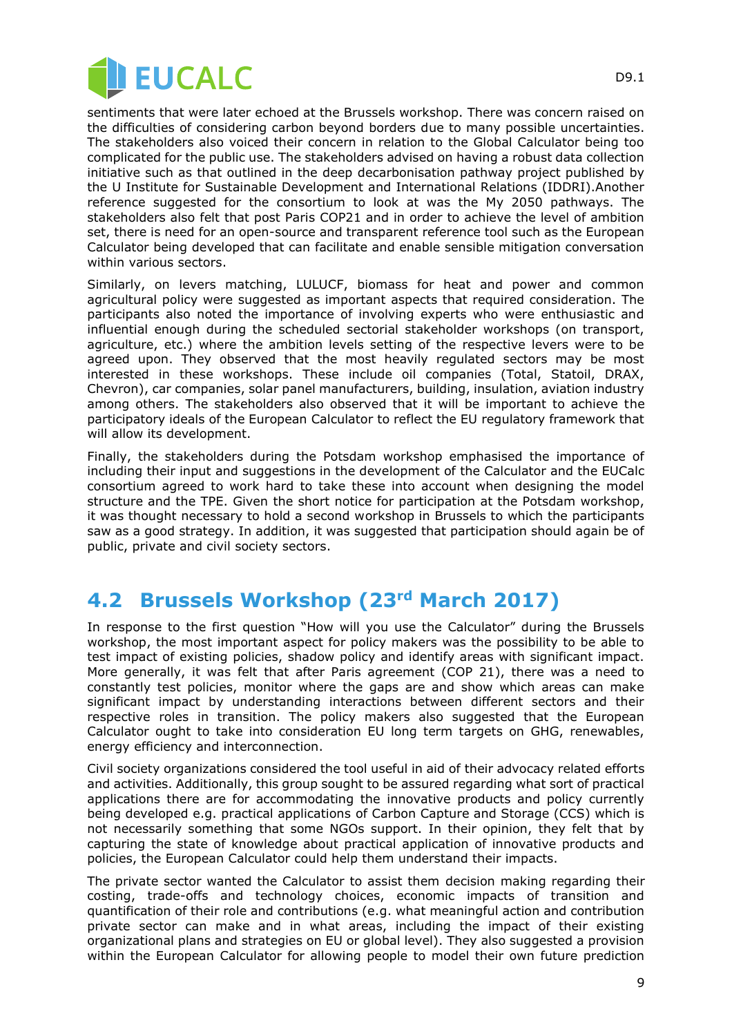sentiments that were later echoed at the Brussels workshop. There was concern raised on the difficulties of considering carbon beyond borders due to many possible uncertainties. The stakeholders also voiced their concern in relation to the Global Calculator being too complicated for the public use. The stakeholders advised on having a robust data collection initiative such as that outlined in the deep decarbonisation pathway project published by the U Institute for Sustainable Development and International Relations (IDDRI).Another reference suggested for the consortium to look at was the My 2050 pathways. The stakeholders also felt that post Paris COP21 and in order to achieve the level of ambition set, there is need for an open-source and transparent reference tool such as the European Calculator being developed that can facilitate and enable sensible mitigation conversation within various sectors.

Similarly, on levers matching, LULUCF, biomass for heat and power and common agricultural policy were suggested as important aspects that required consideration. The participants also noted the importance of involving experts who were enthusiastic and influential enough during the scheduled sectorial stakeholder workshops (on transport, agriculture, etc.) where the ambition levels setting of the respective levers were to be agreed upon. They observed that the most heavily regulated sectors may be most interested in these workshops. These include oil companies (Total, Statoil, DRAX, Chevron), car companies, solar panel manufacturers, building, insulation, aviation industry among others. The stakeholders also observed that it will be important to achieve the participatory ideals of the European Calculator to reflect the EU regulatory framework that will allow its development.

Finally, the stakeholders during the Potsdam workshop emphasised the importance of including their input and suggestions in the development of the Calculator and the EUCalc consortium agreed to work hard to take these into account when designing the model structure and the TPE. Given the short notice for participation at the Potsdam workshop, it was thought necessary to hold a second workshop in Brussels to which the participants saw as a good strategy. In addition, it was suggested that participation should again be of public, private and civil society sectors.

## 4.2 Brussels Workshop (23rd March 2017)

In response to the first question "How will you use the Calculator" during the Brussels workshop, the most important aspect for policy makers was the possibility to be able to test impact of existing policies, shadow policy and identify areas with significant impact. More generally, it was felt that after Paris agreement (COP 21), there was a need to constantly test policies, monitor where the gaps are and show which areas can make significant impact by understanding interactions between different sectors and their respective roles in transition. The policy makers also suggested that the European Calculator ought to take into consideration EU long term targets on GHG, renewables, energy efficiency and interconnection.

Civil society organizations considered the tool useful in aid of their advocacy related efforts and activities. Additionally, this group sought to be assured regarding what sort of practical applications there are for accommodating the innovative products and policy currently being developed e.g. practical applications of Carbon Capture and Storage (CCS) which is not necessarily something that some NGOs support. In their opinion, they felt that by capturing the state of knowledge about practical application of innovative products and policies, the European Calculator could help them understand their impacts.

The private sector wanted the Calculator to assist them decision making regarding their costing, trade-offs and technology choices, economic impacts of transition and quantification of their role and contributions (e.g. what meaningful action and contribution private sector can make and in what areas, including the impact of their existing organizational plans and strategies on EU or global level). They also suggested a provision within the European Calculator for allowing people to model their own future prediction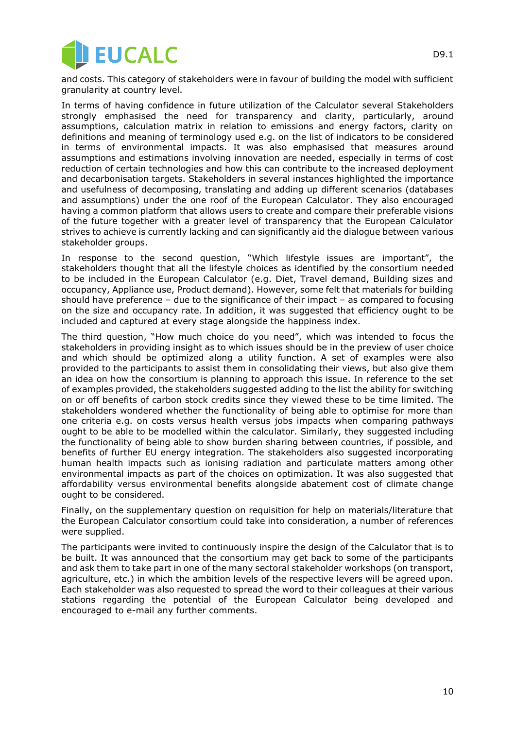and costs. This category of stakeholders were in favour of building the model with sufficient granularity at country level.

In terms of having confidence in future utilization of the Calculator several Stakeholders strongly emphasised the need for transparency and clarity, particularly, around assumptions, calculation matrix in relation to emissions and energy factors, clarity on definitions and meaning of terminology used e.g. on the list of indicators to be considered in terms of environmental impacts. It was also emphasised that measures around assumptions and estimations involving innovation are needed, especially in terms of cost reduction of certain technologies and how this can contribute to the increased deployment and decarbonisation targets. Stakeholders in several instances highlighted the importance and usefulness of decomposing, translating and adding up different scenarios (databases and assumptions) under the one roof of the European Calculator. They also encouraged having a common platform that allows users to create and compare their preferable visions of the future together with a greater level of transparency that the European Calculator strives to achieve is currently lacking and can significantly aid the dialogue between various stakeholder groups.

In response to the second question, "Which lifestyle issues are important", the stakeholders thought that all the lifestyle choices as identified by the consortium needed to be included in the European Calculator (e.g. Diet, Travel demand, Building sizes and occupancy, Appliance use, Product demand). However, some felt that materials for building should have preference – due to the significance of their impact – as compared to focusing on the size and occupancy rate. In addition, it was suggested that efficiency ought to be included and captured at every stage alongside the happiness index.

The third question, "How much choice do you need", which was intended to focus the stakeholders in providing insight as to which issues should be in the preview of user choice and which should be optimized along a utility function. A set of examples were also provided to the participants to assist them in consolidating their views, but also give them an idea on how the consortium is planning to approach this issue. In reference to the set of examples provided, the stakeholders suggested adding to the list the ability for switching on or off benefits of carbon stock credits since they viewed these to be time limited. The stakeholders wondered whether the functionality of being able to optimise for more than one criteria e.g. on costs versus health versus jobs impacts when comparing pathways ought to be able to be modelled within the calculator. Similarly, they suggested including the functionality of being able to show burden sharing between countries, if possible, and benefits of further EU energy integration. The stakeholders also suggested incorporating human health impacts such as ionising radiation and particulate matters among other environmental impacts as part of the choices on optimization. It was also suggested that affordability versus environmental benefits alongside abatement cost of climate change ought to be considered.

Finally, on the supplementary question on requisition for help on materials/literature that the European Calculator consortium could take into consideration, a number of references were supplied.

The participants were invited to continuously inspire the design of the Calculator that is to be built. It was announced that the consortium may get back to some of the participants and ask them to take part in one of the many sectoral stakeholder workshops (on transport, agriculture, etc.) in which the ambition levels of the respective levers will be agreed upon. Each stakeholder was also requested to spread the word to their colleagues at their various stations regarding the potential of the European Calculator being developed and encouraged to e-mail any further comments.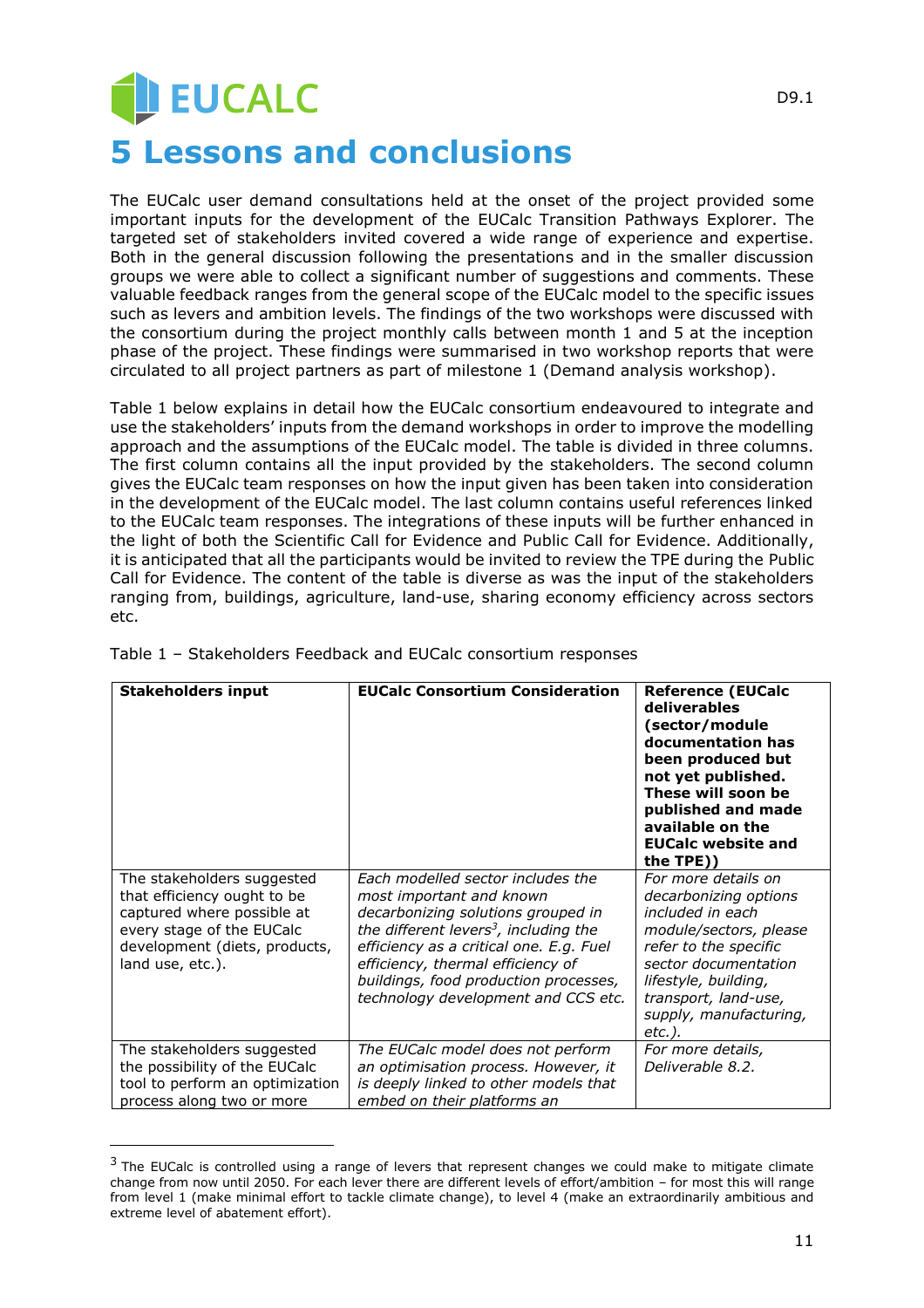# 5 Lessons and conclusions

The EUCalc user demand consultations held at the onset of the project provided some important inputs for the development of the EUCalc Transition Pathways Explorer. The targeted set of stakeholders invited covered a wide range of experience and expertise. Both in the general discussion following the presentations and in the smaller discussion groups we were able to collect a significant number of suggestions and comments. These valuable feedback ranges from the general scope of the EUCalc model to the specific issues such as levers and ambition levels. The findings of the two workshops were discussed with the consortium during the project monthly calls between month 1 and 5 at the inception phase of the project. These findings were summarised in two workshop reports that were circulated to all project partners as part of milestone 1 (Demand analysis workshop).

Table 1 below explains in detail how the EUCalc consortium endeavoured to integrate and use the stakeholders' inputs from the demand workshops in order to improve the modelling approach and the assumptions of the EUCalc model. The table is divided in three columns. The first column contains all the input provided by the stakeholders. The second column gives the EUCalc team responses on how the input given has been taken into consideration in the development of the EUCalc model. The last column contains useful references linked to the EUCalc team responses. The integrations of these inputs will be further enhanced in the light of both the Scientific Call for Evidence and Public Call for Evidence. Additionally, it is anticipated that all the participants would be invited to review the TPE during the Public Call for Evidence. The content of the table is diverse as was the input of the stakeholders ranging from, buildings, agriculture, land-use, sharing economy efficiency across sectors etc.

Table 1 – Stakeholders Feedback and EUCalc consortium responses

| Stakeholders input | EUCalc Consortium Consideration | Reference (EUCalc deliverables (sector/module documentation has been produced but not yet published. These will soon be published and made available on the EUCalc website and the TPE)) |
|---|---|---|
| The stakeholders suggested that efficiency ought to be captured where possible at every stage of the EUCalc development (diets, products, land use, etc.). | *Each modelled sector includes the most important and known decarbonizing solutions grouped in the different levers[3], including the efficiency as a critical one. E.g. Fuel efficiency, thermal efficiency of buildings, food production processes, technology development and CCS etc.* | *For more details on decarbonizing options included in each module/sectors, please refer to the specific sector documentation lifestyle, building, transport, land-use, supply, manufacturing, etc.).* |
| The stakeholders suggested the possibility of the EUCalc tool to perform an optimization process along two or more | *The EUCalc model does not perform an optimisation process. However, it is deeply linked to other models that embed on their platforms an* | *For more details, Deliverable 8.2.* |

[3] The EUCalc is controlled using a range of levers that represent changes we could make to mitigate climate change from now until 2050. For each lever there are different levels of effort/ambition – for most this will range from level 1 (make minimal effort to tackle climate change), to level 4 (make an extraordinarily ambitious and extreme level of abatement effort).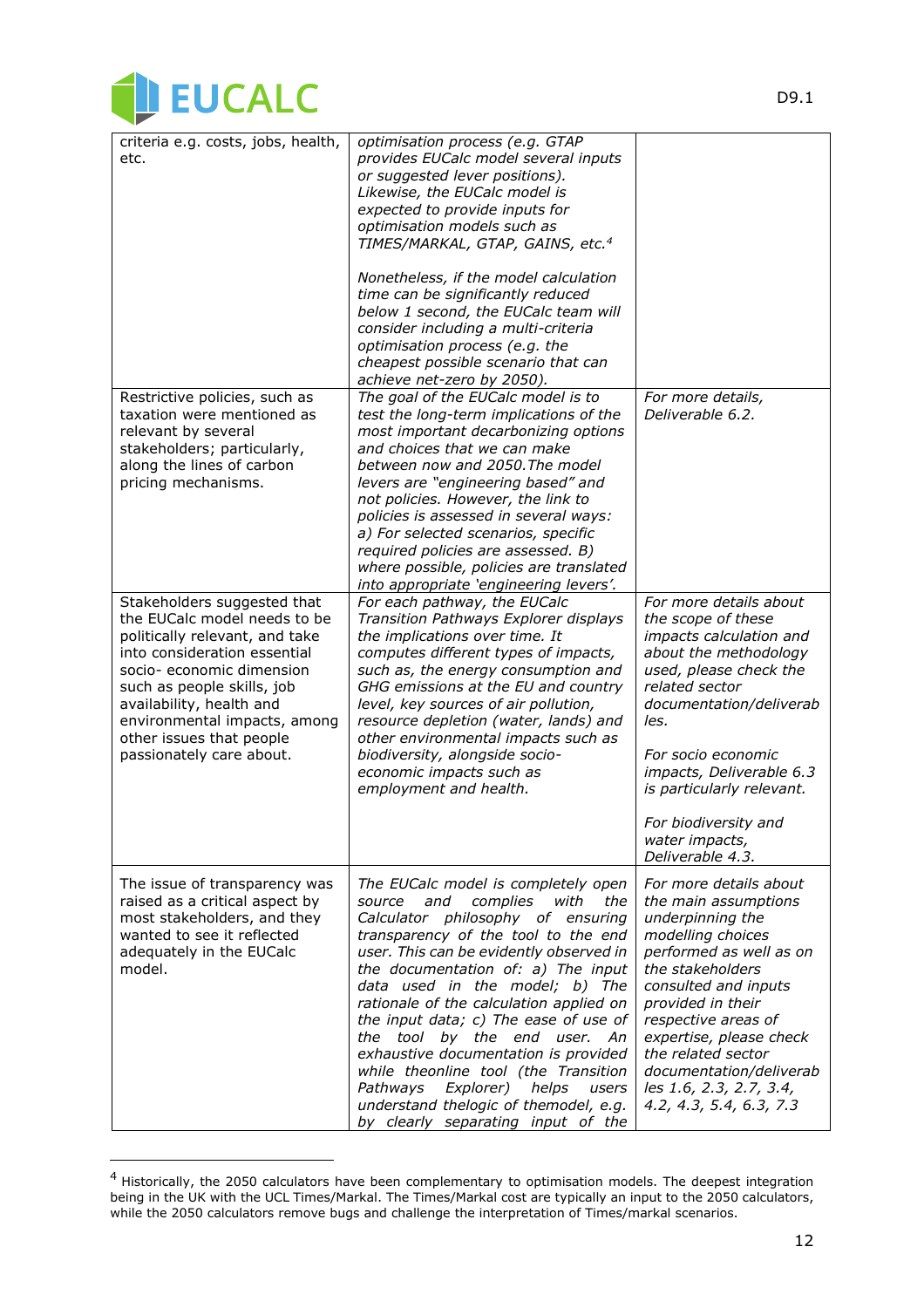| | | |
|---|---|---|
| criteria e.g. costs, jobs, health, etc. | *optimisation process (e.g. GTAP provides EUCalc model several inputs or suggested lever positions). Likewise, the EUCalc model is expected to provide inputs for optimisation models such as TIMES/MARKAL, GTAP, GAINS, etc.*[4]<br><br>*Nonetheless, if the model calculation time can be significantly reduced below 1 second, the EUCalc team will consider including a multi-criteria optimisation process (e.g. the cheapest possible scenario that can achieve net-zero by 2050).* | |
| Restrictive policies, such as taxation were mentioned as relevant by several stakeholders; particularly, along the lines of carbon pricing mechanisms. | *The goal of the EUCalc model is to test the long-term implications of the most important decarbonizing options and choices that we can make between now and 2050.The model levers are "engineering based" and not policies. However, the link to policies is assessed in several ways: a) For selected scenarios, specific required policies are assessed. B) where possible, policies are translated into appropriate 'engineering levers'.* | *For more details, Deliverable 6.2.* |
| Stakeholders suggested that the EUCalc model needs to be politically relevant, and take into consideration essential socio- economic dimension such as people skills, job availability, health and environmental impacts, among other issues that people passionately care about. | *For each pathway, the EUCalc Transition Pathways Explorer displays the implications over time. It computes different types of impacts, such as, the energy consumption and GHG emissions at the EU and country level, key sources of air pollution, resource depletion (water, lands) and other environmental impacts such as biodiversity, alongside socio-economic impacts such as employment and health.* | *For more details about the scope of these impacts calculation and about the methodology used, please check the related sector documentation/deliverables.*<br><br>*For socio economic impacts, Deliverable 6.3 is particularly relevant.*<br><br>*For biodiversity and water impacts, Deliverable 4.3.* |
| The issue of transparency was raised as a critical aspect by most stakeholders, and they wanted to see it reflected adequately in the EUCalc model. | *The EUCalc model is completely open source and complies with the Calculator philosophy of ensuring transparency of the tool to the end user. This can be evidently observed in the documentation of: a) The input data used in the model; b) The rationale of the calculation applied on the input data; c) The ease of use of the tool by the end user. An exhaustive documentation is provided while theonline tool (the Transition Pathways Explorer) helps users understand thelogic of themodel, e.g. by clearly separating input of the* | *For more details about the main assumptions underpinning the modelling choices performed as well as on the stakeholders consulted and inputs provided in their respective areas of expertise, please check the related sector documentation/deliverables 1.6, 2.3, 2.7, 3.4, 4.2, 4.3, 5.4, 6.3, 7.3* |

[4] Historically, the 2050 calculators have been complementary to optimisation models. The deepest integration being in the UK with the UCL Times/Markal. The Times/Markal cost are typically an input to the 2050 calculators, while the 2050 calculators remove bugs and challenge the interpretation of Times/markal scenarios.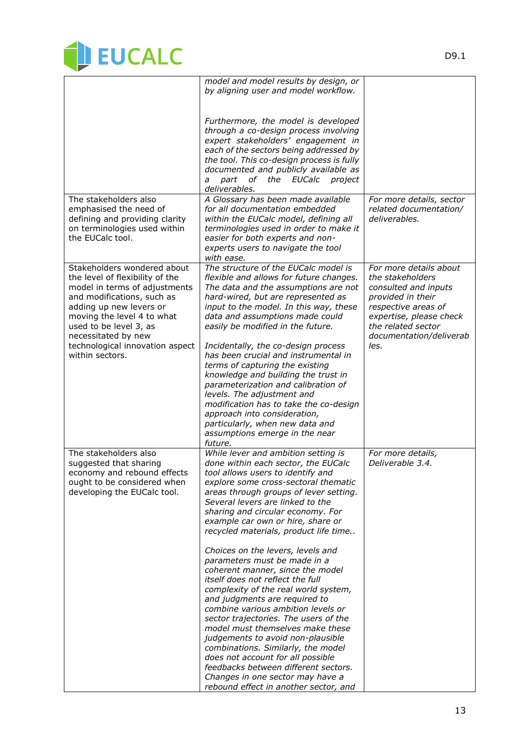| | | |
|---|---|---|
| | *model and model results by design, or by aligning user and model workflow.*<br><br>*Furthermore, the model is developed through a co-design process involving expert stakeholders' engagement in each of the sectors being addressed by the tool. This co-design process is fully documented and publicly available as a part of the EUCalc project deliverables.* | |
| The stakeholders also emphasised the need of defining and providing clarity on terminologies used within the EUCalc tool. | *A Glossary has been made available for all documentation embedded within the EUCalc model, defining all terminologies used in order to make it easier for both experts and non-experts users to navigate the tool with ease.* | *For more details, sector related documentation/ deliverables.* |
| Stakeholders wondered about the level of flexibility of the model in terms of adjustments and modifications, such as adding up new levers or moving the level 4 to what used to be level 3, as necessitated by new technological innovation aspect within sectors. | *The structure of the EUCalc model is flexible and allows for future changes. The data and the assumptions are not hard-wired, but are represented as input to the model. In this way, these data and assumptions made could easily be modified in the future.*<br><br>*Incidentally, the co-design process has been crucial and instrumental in terms of capturing the existing knowledge and building the trust in parameterization and calibration of levels. The adjustment and modification has to take the co-design approach into consideration, particularly, when new data and assumptions emerge in the near future.* | *For more details about the stakeholders consulted and inputs provided in their respective areas of expertise, please check the related sector documentation/deliverables.* |
| The stakeholders also suggested that sharing economy and rebound effects ought to be considered when developing the EUCalc tool. | *While lever and ambition setting is done within each sector, the EUCalc tool allows users to identify and explore some cross-sectoral thematic areas through groups of lever setting. Several levers are linked to the sharing and circular economy. For example car own or hire, share or recycled materials, product life time..*<br><br>*Choices on the levers, levels and parameters must be made in a coherent manner, since the model itself does not reflect the full complexity of the real world system, and judgments are required to combine various ambition levels or sector trajectories. The users of the model must themselves make these judgements to avoid non-plausible combinations. Similarly, the model does not account for all possible feedbacks between different sectors. Changes in one sector may have a rebound effect in another sector, and* | *For more details, Deliverable 3.4.* |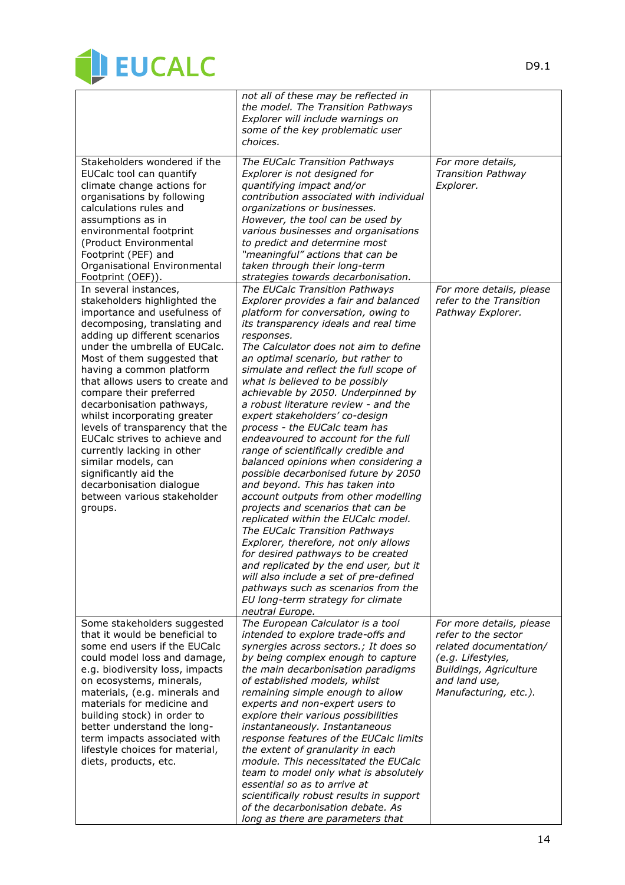| | | |
|---|---|---|
| | *not all of these may be reflected in the model. The Transition Pathways Explorer will include warnings on some of the key problematic user choices.* | |
| Stakeholders wondered if the EUCalc tool can quantify climate change actions for organisations by following calculations rules and assumptions as in environmental footprint (Product Environmental Footprint (PEF) and Organisational Environmental Footprint (OEF)). | *The EUCalc Transition Pathways Explorer is not designed for quantifying impact and/or contribution associated with individual organizations or businesses. However, the tool can be used by various businesses and organisations to predict and determine most "meaningful" actions that can be taken through their long-term strategies towards decarbonisation.* | *For more details, Transition Pathway Explorer.* |
| In several instances, stakeholders highlighted the importance and usefulness of decomposing, translating and adding up different scenarios under the umbrella of EUCalc. Most of them suggested that having a common platform that allows users to create and compare their preferred decarbonisation pathways, whilst incorporating greater levels of transparency that the EUCalc strives to achieve and currently lacking in other similar models, can significantly aid the decarbonisation dialogue between various stakeholder groups. | *The EUCalc Transition Pathways Explorer provides a fair and balanced platform for conversation, owing to its transparency ideals and real time responses. The Calculator does not aim to define an optimal scenario, but rather to simulate and reflect the full scope of what is believed to be possibly achievable by 2050. Underpinned by a robust literature review - and the expert stakeholders' co-design process - the EUCalc team has endeavoured to account for the full range of scientifically credible and balanced opinions when considering a possible decarbonised future by 2050 and beyond. This has taken into account outputs from other modelling projects and scenarios that can be replicated within the EUCalc model. The EUCalc Transition Pathways Explorer, therefore, not only allows for desired pathways to be created and replicated by the end user, but it will also include a set of pre-defined pathways such as scenarios from the EU long-term strategy for climate neutral Europe.* | *For more details, please refer to the Transition Pathway Explorer.* |
| Some stakeholders suggested that it would be beneficial to some end users if the EUCalc could model loss and damage, e.g. biodiversity loss, impacts on ecosystems, minerals, materials, (e.g. minerals and materials for medicine and building stock) in order to better understand the long-term impacts associated with lifestyle choices for material, diets, products, etc. | *The European Calculator is a tool intended to explore trade-offs and synergies across sectors.; It does so by being complex enough to capture the main decarbonisation paradigms of established models, whilst remaining simple enough to allow experts and non-expert users to explore their various possibilities instantaneously. Instantaneous response features of the EUCalc limits the extent of granularity in each module. This necessitated the EUCalc team to model only what is absolutely essential so as to arrive at scientifically robust results in support of the decarbonisation debate. As long as there are parameters that* | *For more details, please refer to the sector related documentation/ (e.g. Lifestyles, Buildings, Agriculture and land use, Manufacturing, etc.).* |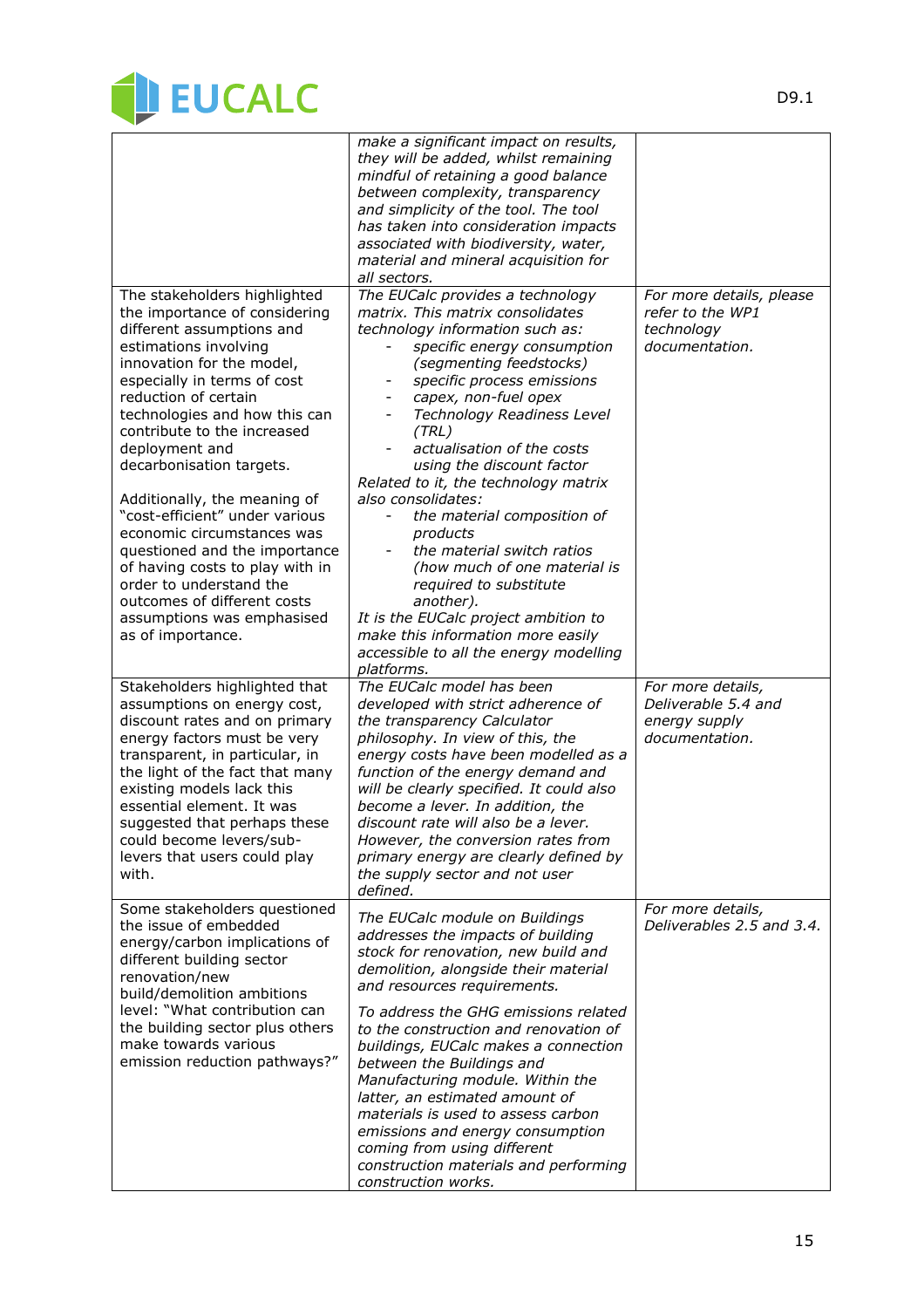| | | |
|---|---|---|
| | *make a significant impact on results, they will be added, whilst remaining mindful of retaining a good balance between complexity, transparency and simplicity of the tool. The tool has taken into consideration impacts associated with biodiversity, water, material and mineral acquisition for all sectors.* | |
| The stakeholders highlighted the importance of considering different assumptions and estimations involving innovation for the model, especially in terms of cost reduction of certain technologies and how this can contribute to the increased deployment and decarbonisation targets.<br><br>Additionally, the meaning of "cost-efficient" under various economic circumstances was questioned and the importance of having costs to play with in order to understand the outcomes of different costs assumptions was emphasised as of importance. | *The EUCalc provides a technology matrix. This matrix consolidates technology information such as:*<br>- *specific energy consumption (segmenting feedstocks)*<br>- *specific process emissions*<br>- *capex, non-fuel opex*<br>- *Technology Readiness Level (TRL)*<br>- *actualisation of the costs using the discount factor*<br>*Related to it, the technology matrix also consolidates:*<br>- *the material composition of products*<br>- *the material switch ratios (how much of one material is required to substitute another).*<br>*It is the EUCalc project ambition to make this information more easily accessible to all the energy modelling platforms.* | *For more details, please refer to the WP1 technology documentation.* |
| Stakeholders highlighted that assumptions on energy cost, discount rates and on primary energy factors must be very transparent, in particular, in the light of the fact that many existing models lack this essential element. It was suggested that perhaps these could become levers/sub-levers that users could play with. | *The EUCalc model has been developed with strict adherence of the transparency Calculator philosophy. In view of this, the energy costs have been modelled as a function of the energy demand and will be clearly specified. It could also become a lever. In addition, the discount rate will also be a lever. However, the conversion rates from primary energy are clearly defined by the supply sector and not user defined.* | *For more details, Deliverable 5.4 and energy supply documentation.* |
| Some stakeholders questioned the issue of embedded energy/carbon implications of different building sector renovation/new build/demolition ambitions level: "What contribution can the building sector plus others make towards various emission reduction pathways?" | *The EUCalc module on Buildings addresses the impacts of building stock for renovation, new build and demolition, alongside their material and resources requirements.*<br><br>*To address the GHG emissions related to the construction and renovation of buildings, EUCalc makes a connection between the Buildings and Manufacturing module. Within the latter, an estimated amount of materials is used to assess carbon emissions and energy consumption coming from using different construction materials and performing construction works.* | *For more details, Deliverables 2.5 and 3.4.* |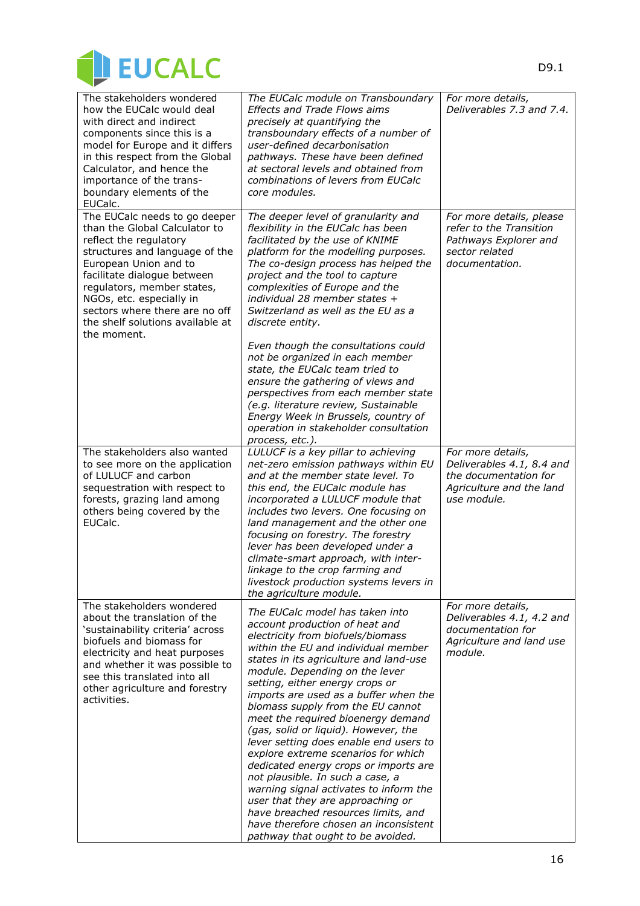| | | |
|---|---|---|
| The stakeholders wondered how the EUCalc would deal with direct and indirect components since this is a model for Europe and it differs in this respect from the Global Calculator, and hence the importance of the trans-boundary elements of the EUCalc. | *The EUCalc module on Transboundary Effects and Trade Flows aims precisely at quantifying the transboundary effects of a number of user-defined decarbonisation pathways. These have been defined at sectoral levels and obtained from combinations of levers from EUCalc core modules.* | *For more details, Deliverables 7.3 and 7.4.* |
| The EUCalc needs to go deeper than the Global Calculator to reflect the regulatory structures and language of the European Union and to facilitate dialogue between regulators, member states, NGOs, etc. especially in sectors where there are no off the shelf solutions available at the moment. | *The deeper level of granularity and flexibility in the EUCalc has been facilitated by the use of KNIME platform for the modelling purposes. The co-design process has helped the project and the tool to capture complexities of Europe and the individual 28 member states + Switzerland as well as the EU as a discrete entity.*<br><br>*Even though the consultations could not be organized in each member state, the EUCalc team tried to ensure the gathering of views and perspectives from each member state (e.g. literature review, Sustainable Energy Week in Brussels, country of operation in stakeholder consultation process, etc.).* | *For more details, please refer to the Transition Pathways Explorer and sector related documentation.* |
| The stakeholders also wanted to see more on the application of LULUCF and carbon sequestration with respect to forests, grazing land among others being covered by the EUCalc. | *LULUCF is a key pillar to achieving net-zero emission pathways within EU and at the member state level. To this end, the EUCalc module has incorporated a LULUCF module that includes two levers. One focusing on land management and the other one focusing on forestry. The forestry lever has been developed under a climate-smart approach, with inter-linkage to the crop farming and livestock production systems levers in the agriculture module.* | *For more details, Deliverables 4.1, 8.4 and the documentation for Agriculture and the land use module.* |
| The stakeholders wondered about the translation of the 'sustainability criteria' across biofuels and biomass for electricity and heat purposes and whether it was possible to see this translated into all other agriculture and forestry activities. | *The EUCalc model has taken into account production of heat and electricity from biofuels/biomass within the EU and individual member states in its agriculture and land-use module. Depending on the lever setting, either energy crops or imports are used as a buffer when the biomass supply from the EU cannot meet the required bioenergy demand (gas, solid or liquid). However, the lever setting does enable end users to explore extreme scenarios for which dedicated energy crops or imports are not plausible. In such a case, a warning signal activates to inform the user that they are approaching or have breached resources limits, and have therefore chosen an inconsistent pathway that ought to be avoided.* | *For more details, Deliverables 4.1, 4.2 and documentation for Agriculture and land use module.* |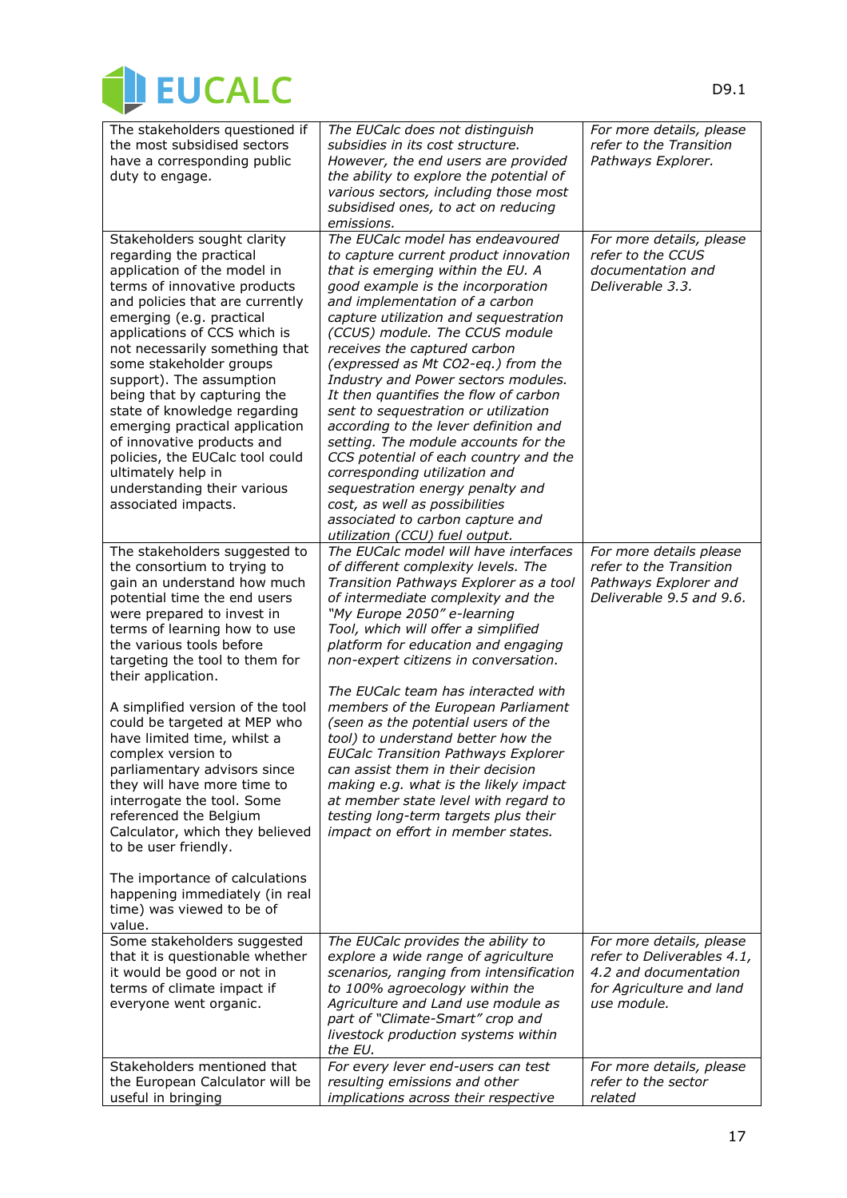| | | |
|---|---|---|
| The stakeholders questioned if the most subsidised sectors have a corresponding public duty to engage. | *The EUCalc does not distinguish subsidies in its cost structure. However, the end users are provided the ability to explore the potential of various sectors, including those most subsidised ones, to act on reducing emissions.* | *For more details, please refer to the Transition Pathways Explorer.* |
| Stakeholders sought clarity regarding the practical application of the model in terms of innovative products and policies that are currently emerging (e.g. practical applications of CCS which is not necessarily something that some stakeholder groups support). The assumption being that by capturing the state of knowledge regarding emerging practical application of innovative products and policies, the EUCalc tool could ultimately help in understanding their various associated impacts. | *The EUCalc model has endeavoured to capture current product innovation that is emerging within the EU. A good example is the incorporation and implementation of a carbon capture utilization and sequestration (CCUS) module. The CCUS module receives the captured carbon (expressed as Mt CO2-eq.) from the Industry and Power sectors modules. It then quantifies the flow of carbon sent to sequestration or utilization according to the lever definition and setting. The module accounts for the CCS potential of each country and the corresponding utilization and sequestration energy penalty and cost, as well as possibilities associated to carbon capture and utilization (CCU) fuel output.* | *For more details, please refer to the CCUS documentation and Deliverable 3.3.* |
| The stakeholders suggested to the consortium to trying to gain an understand how much potential time the end users were prepared to invest in terms of learning how to use the various tools before targeting the tool to them for their application.<br><br>A simplified version of the tool could be targeted at MEP who have limited time, whilst a complex version to parliamentary advisors since they will have more time to interrogate the tool. Some referenced the Belgium Calculator, which they believed to be user friendly.<br><br>The importance of calculations happening immediately (in real time) was viewed to be of value. | *The EUCalc model will have interfaces of different complexity levels. The Transition Pathways Explorer as a tool of intermediate complexity and the "My Europe 2050" e-learning Tool, which will offer a simplified platform for education and engaging non-expert citizens in conversation.*<br><br>*The EUCalc team has interacted with members of the European Parliament (seen as the potential users of the tool) to understand better how the EUCalc Transition Pathways Explorer can assist them in their decision making e.g. what is the likely impact at member state level with regard to testing long-term targets plus their impact on effort in member states.* | *For more details please refer to the Transition Pathways Explorer and Deliverable 9.5 and 9.6.* |
| Some stakeholders suggested that it is questionable whether it would be good or not in terms of climate impact if everyone went organic. | *The EUCalc provides the ability to explore a wide range of agriculture scenarios, ranging from intensification to 100% agroecology within the Agriculture and Land use module as part of "Climate-Smart" crop and livestock production systems within the EU.* | *For more details, please refer to Deliverables 4.1, 4.2 and documentation for Agriculture and land use module.* |
| Stakeholders mentioned that the European Calculator will be useful in bringing | *For every lever end-users can test resulting emissions and other implications across their respective* | *For more details, please refer to the sector related* |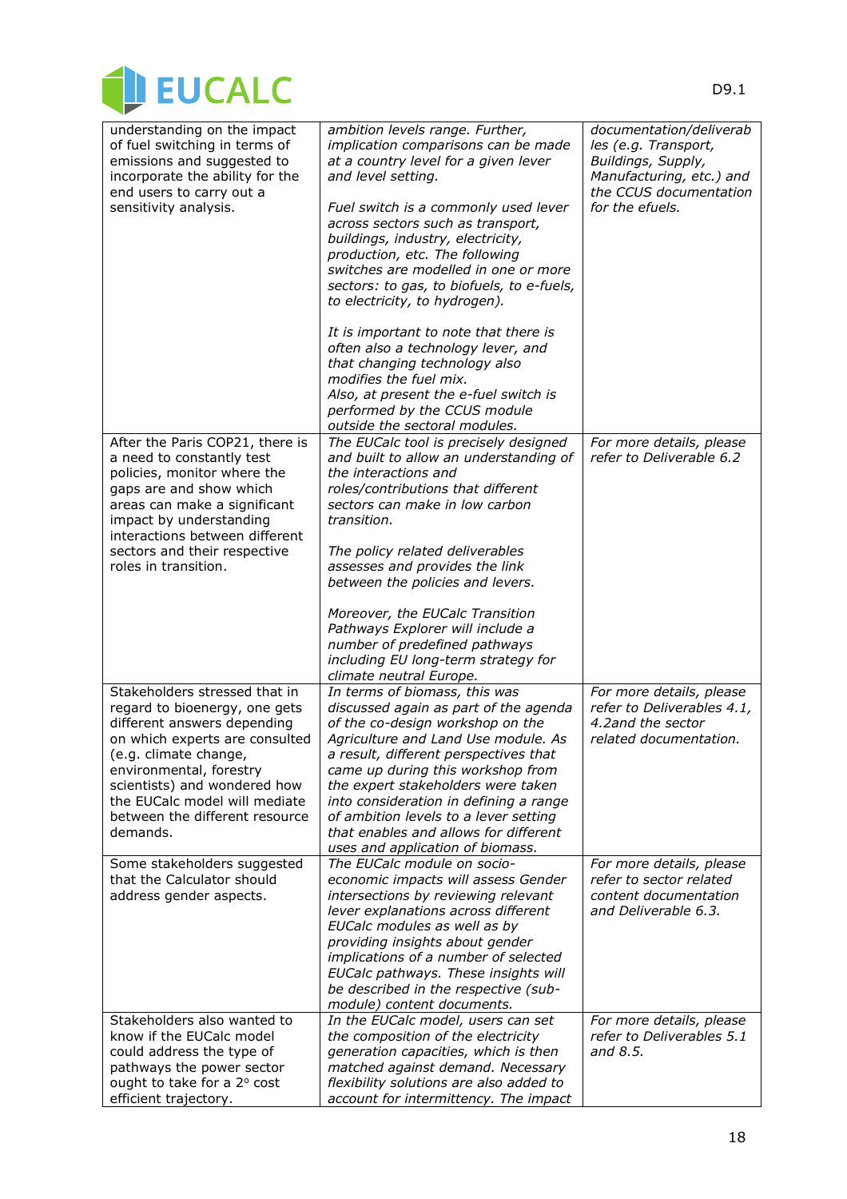| | | |
|---|---|---|
| understanding on the impact of fuel switching in terms of emissions and suggested to incorporate the ability for the end users to carry out a sensitivity analysis. | *ambition levels range. Further, implication comparisons can be made at a country level for a given lever and level setting.*<br><br>*Fuel switch is a commonly used lever across sectors such as transport, buildings, industry, electricity, production, etc. The following switches are modelled in one or more sectors: to gas, to biofuels, to e-fuels, to electricity, to hydrogen).*<br><br>*It is important to note that there is often also a technology lever, and that changing technology also modifies the fuel mix.*<br>*Also, at present the e-fuel switch is performed by the CCUS module outside the sectoral modules.* | *documentation/deliverables (e.g. Transport, Buildings, Supply, Manufacturing, etc.) and the CCUS documentation for the efuels.* |
| After the Paris COP21, there is a need to constantly test policies, monitor where the gaps are and show which areas can make a significant impact by understanding interactions between different sectors and their respective roles in transition. | *The EUCalc tool is precisely designed and built to allow an understanding of the interactions and roles/contributions that different sectors can make in low carbon transition.*<br><br>*The policy related deliverables assesses and provides the link between the policies and levers.*<br><br>*Moreover, the EUCalc Transition Pathways Explorer will include a number of predefined pathways including EU long-term strategy for climate neutral Europe.* | *For more details, please refer to Deliverable 6.2* |
| Stakeholders stressed that in regard to bioenergy, one gets different answers depending on which experts are consulted (e.g. climate change, environmental, forestry scientists) and wondered how the EUCalc model will mediate between the different resource demands. | *In terms of biomass, this was discussed again as part of the agenda of the co-design workshop on the Agriculture and Land Use module. As a result, different perspectives that came up during this workshop from the expert stakeholders were taken into consideration in defining a range of ambition levels to a lever setting that enables and allows for different uses and application of biomass.* | *For more details, please refer to Deliverables 4.1, 4.2and the sector related documentation.* |
| Some stakeholders suggested that the Calculator should address gender aspects. | *The EUCalc module on socio-economic impacts will assess Gender intersections by reviewing relevant lever explanations across different EUCalc modules as well as by providing insights about gender implications of a number of selected EUCalc pathways. These insights will be described in the respective (sub-module) content documents.* | *For more details, please refer to sector related content documentation and Deliverable 6.3.* |
| Stakeholders also wanted to know if the EUCalc model could address the type of pathways the power sector ought to take for a 2° cost efficient trajectory. | *In the EUCalc model, users can set the composition of the electricity generation capacities, which is then matched against demand. Necessary flexibility solutions are also added to account for intermittency. The impact* | *For more details, please refer to Deliverables 5.1 and 8.5.* |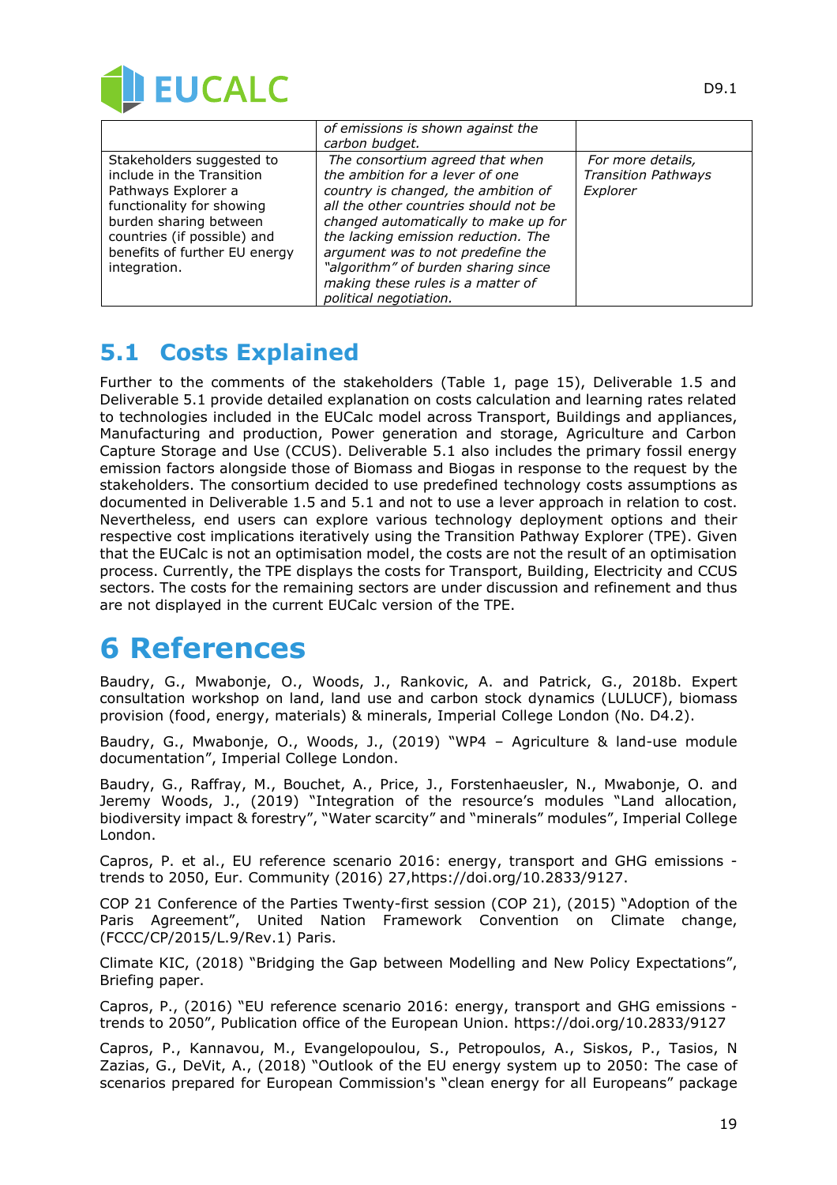| | of emissions is shown against the carbon budget. | |
|---|---|---|
| Stakeholders suggested to include in the Transition Pathways Explorer a functionality for showing burden sharing between countries (if possible) and benefits of further EU energy integration. | *The consortium agreed that when the ambition for a lever of one country is changed, the ambition of all the other countries should not be changed automatically to make up for the lacking emission reduction. The argument was to not predefine the "algorithm" of burden sharing since making these rules is a matter of political negotiation.* | *For more details, Transition Pathways Explorer* |

## 5.1 Costs Explained

Further to the comments of the stakeholders (Table 1, page 15), Deliverable 1.5 and Deliverable 5.1 provide detailed explanation on costs calculation and learning rates related to technologies included in the EUCalc model across Transport, Buildings and appliances, Manufacturing and production, Power generation and storage, Agriculture and Carbon Capture Storage and Use (CCUS). Deliverable 5.1 also includes the primary fossil energy emission factors alongside those of Biomass and Biogas in response to the request by the stakeholders. The consortium decided to use predefined technology costs assumptions as documented in Deliverable 1.5 and 5.1 and not to use a lever approach in relation to cost. Nevertheless, end users can explore various technology deployment options and their respective cost implications iteratively using the Transition Pathway Explorer (TPE). Given that the EUCalc is not an optimisation model, the costs are not the result of an optimisation process. Currently, the TPE displays the costs for Transport, Building, Electricity and CCUS sectors. The costs for the remaining sectors are under discussion and refinement and thus are not displayed in the current EUCalc version of the TPE.

# 6 References

Baudry, G., Mwabonje, O., Woods, J., Rankovic, A. and Patrick, G., 2018b. Expert consultation workshop on land, land use and carbon stock dynamics (LULUCF), biomass provision (food, energy, materials) & minerals, Imperial College London (No. D4.2).

Baudry, G., Mwabonje, O., Woods, J., (2019) "WP4 – Agriculture & land-use module documentation", Imperial College London.

Baudry, G., Raffray, M., Bouchet, A., Price, J., Forstenhaeusler, N., Mwabonje, O. and Jeremy Woods, J., (2019) "Integration of the resource's modules "Land allocation, biodiversity impact & forestry", "Water scarcity" and "minerals" modules", Imperial College London.

Capros, P. et al., EU reference scenario 2016: energy, transport and GHG emissions - trends to 2050, Eur. Community (2016) 27,https://doi.org/10.2833/9127.

COP 21 Conference of the Parties Twenty-first session (COP 21), (2015) "Adoption of the Paris Agreement", United Nation Framework Convention on Climate change, (FCCC/CP/2015/L.9/Rev.1) Paris.

Climate KIC, (2018) "Bridging the Gap between Modelling and New Policy Expectations", Briefing paper.

Capros, P., (2016) "EU reference scenario 2016: energy, transport and GHG emissions - trends to 2050", Publication office of the European Union. https://doi.org/10.2833/9127

Capros, P., Kannavou, M., Evangelopoulou, S., Petropoulos, A., Siskos, P., Tasios, N Zazias, G., DeVit, A., (2018) "Outlook of the EU energy system up to 2050: The case of scenarios prepared for European Commission's "clean energy for all Europeans" package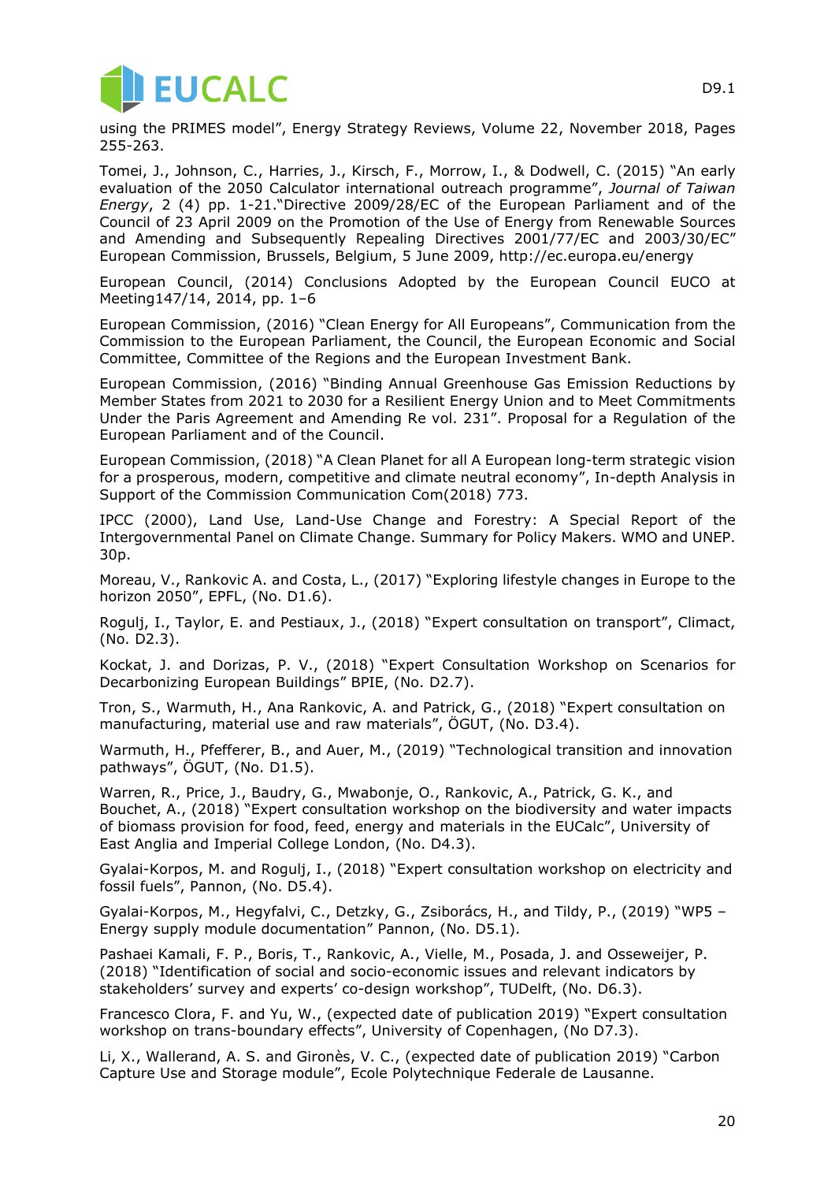using the PRIMES model", Energy Strategy Reviews, Volume 22, November 2018, Pages 255-263.

Tomei, J., Johnson, C., Harries, J., Kirsch, F., Morrow, I., & Dodwell, C. (2015) "An early evaluation of the 2050 Calculator international outreach programme", *Journal of Taiwan Energy*, 2 (4) pp. 1-21."Directive 2009/28/EC of the European Parliament and of the Council of 23 April 2009 on the Promotion of the Use of Energy from Renewable Sources and Amending and Subsequently Repealing Directives 2001/77/EC and 2003/30/EC" European Commission, Brussels, Belgium, 5 June 2009, http://ec.europa.eu/energy

European Council, (2014) Conclusions Adopted by the European Council EUCO at Meeting147/14, 2014, pp. 1–6

European Commission, (2016) "Clean Energy for All Europeans", Communication from the Commission to the European Parliament, the Council, the European Economic and Social Committee, Committee of the Regions and the European Investment Bank.

European Commission, (2016) "Binding Annual Greenhouse Gas Emission Reductions by Member States from 2021 to 2030 for a Resilient Energy Union and to Meet Commitments Under the Paris Agreement and Amending Re vol. 231". Proposal for a Regulation of the European Parliament and of the Council.

European Commission, (2018) "A Clean Planet for all A European long-term strategic vision for a prosperous, modern, competitive and climate neutral economy", In-depth Analysis in Support of the Commission Communication Com(2018) 773.

IPCC (2000), Land Use, Land-Use Change and Forestry: A Special Report of the Intergovernmental Panel on Climate Change. Summary for Policy Makers. WMO and UNEP. 30p.

Moreau, V., Rankovic A. and Costa, L., (2017) "Exploring lifestyle changes in Europe to the horizon 2050", EPFL, (No. D1.6).

Rogulj, I., Taylor, E. and Pestiaux, J., (2018) "Expert consultation on transport", Climact, (No. D2.3).

Kockat, J. and Dorizas, P. V., (2018) "Expert Consultation Workshop on Scenarios for Decarbonizing European Buildings" BPIE, (No. D2.7).

Tron, S., Warmuth, H., Ana Rankovic, A. and Patrick, G., (2018) "Expert consultation on manufacturing, material use and raw materials", ÖGUT, (No. D3.4).

Warmuth, H., Pfefferer, B., and Auer, M., (2019) "Technological transition and innovation pathways", ÖGUT, (No. D1.5).

Warren, R., Price, J., Baudry, G., Mwabonje, O., Rankovic, A., Patrick, G. K., and Bouchet, A., (2018) "Expert consultation workshop on the biodiversity and water impacts of biomass provision for food, feed, energy and materials in the EUCalc", University of East Anglia and Imperial College London, (No. D4.3).

Gyalai-Korpos, M. and Rogulj, I., (2018) "Expert consultation workshop on electricity and fossil fuels", Pannon, (No. D5.4).

Gyalai-Korpos, M., Hegyfalvi, C., Detzky, G., Zsiborács, H., and Tildy, P., (2019) "WP5 – Energy supply module documentation" Pannon, (No. D5.1).

Pashaei Kamali, F. P., Boris, T., Rankovic, A., Vielle, M., Posada, J. and Osseweijer, P. (2018) "Identification of social and socio-economic issues and relevant indicators by stakeholders' survey and experts' co-design workshop", TUDelft, (No. D6.3).

Francesco Clora, F. and Yu, W., (expected date of publication 2019) "Expert consultation workshop on trans-boundary effects", University of Copenhagen, (No D7.3).

Li, X., Wallerand, A. S. and Gironès, V. C., (expected date of publication 2019) "Carbon Capture Use and Storage module", Ecole Polytechnique Federale de Lausanne.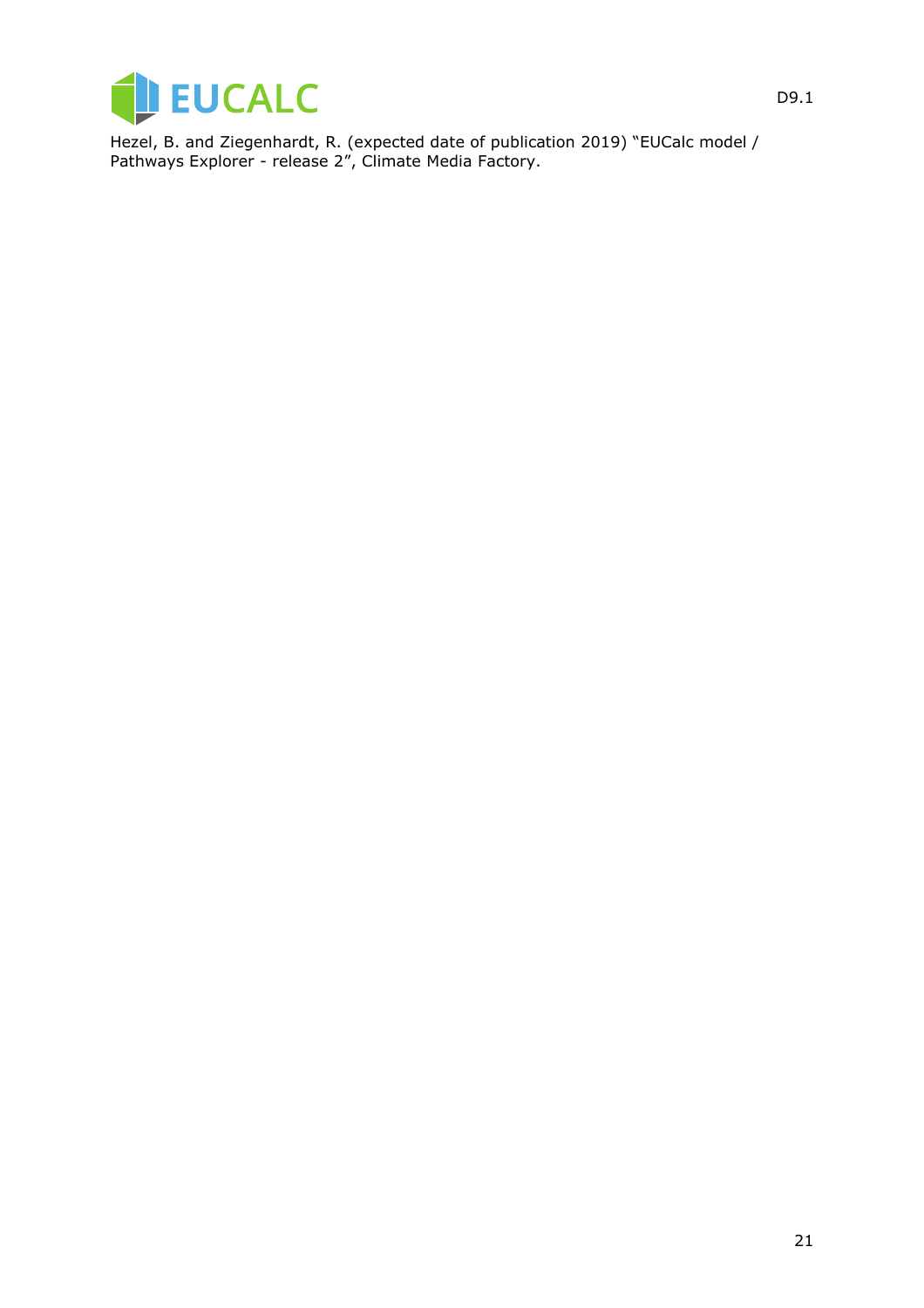Hezel, B. and Ziegenhardt, R. (expected date of publication 2019) "EUCalc model / Pathways Explorer - release 2", Climate Media Factory.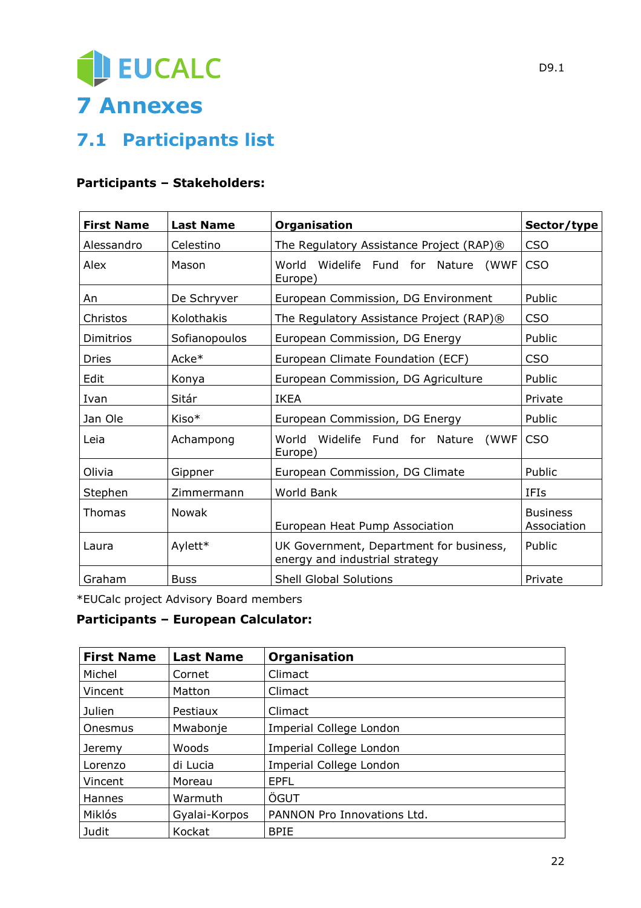# 7 Annexes

## 7.1 Participants list

**Participants – Stakeholders:**

| First Name | Last Name | Organisation | Sector/type |
|---|---|---|---|
| Alessandro | Celestino | The Regulatory Assistance Project (RAP)® | CSO |
| Alex | Mason | World Widelife Fund for Nature (WWF Europe) | CSO |
| An | De Schryver | European Commission, DG Environment | Public |
| Christos | Kolothakis | The Regulatory Assistance Project (RAP)® | CSO |
| Dimitrios | Sofianopoulos | European Commission, DG Energy | Public |
| Dries | Acke* | European Climate Foundation (ECF) | CSO |
| Edit | Konya | European Commission, DG Agriculture | Public |
| Ivan | Sitár | IKEA | Private |
| Jan Ole | Kiso* | European Commission, DG Energy | Public |
| Leia | Achampong | World Widelife Fund for Nature (WWF Europe) | CSO |
| Olivia | Gippner | European Commission, DG Climate | Public |
| Stephen | Zimmermann | World Bank | IFIs |
| Thomas | Nowak | European Heat Pump Association | Business Association |
| Laura | Aylett* | UK Government, Department for business, energy and industrial strategy | Public |
| Graham | Buss | Shell Global Solutions | Private |

*EUCalc project Advisory Board members

**Participants – European Calculator:**

| First Name | Last Name | Organisation |
|---|---|---|
| Michel | Cornet | Climact |
| Vincent | Matton | Climact |
| Julien | Pestiaux | Climact |
| Onesmus | Mwabonje | Imperial College London |
| Jeremy | Woods | Imperial College London |
| Lorenzo | di Lucia | Imperial College London |
| Vincent | Moreau | EPFL |
| Hannes | Warmuth | ÖGUT |
| Miklós | Gyalai-Korpos | PANNON Pro Innovations Ltd. |
| Judit | Kockat | BPIE |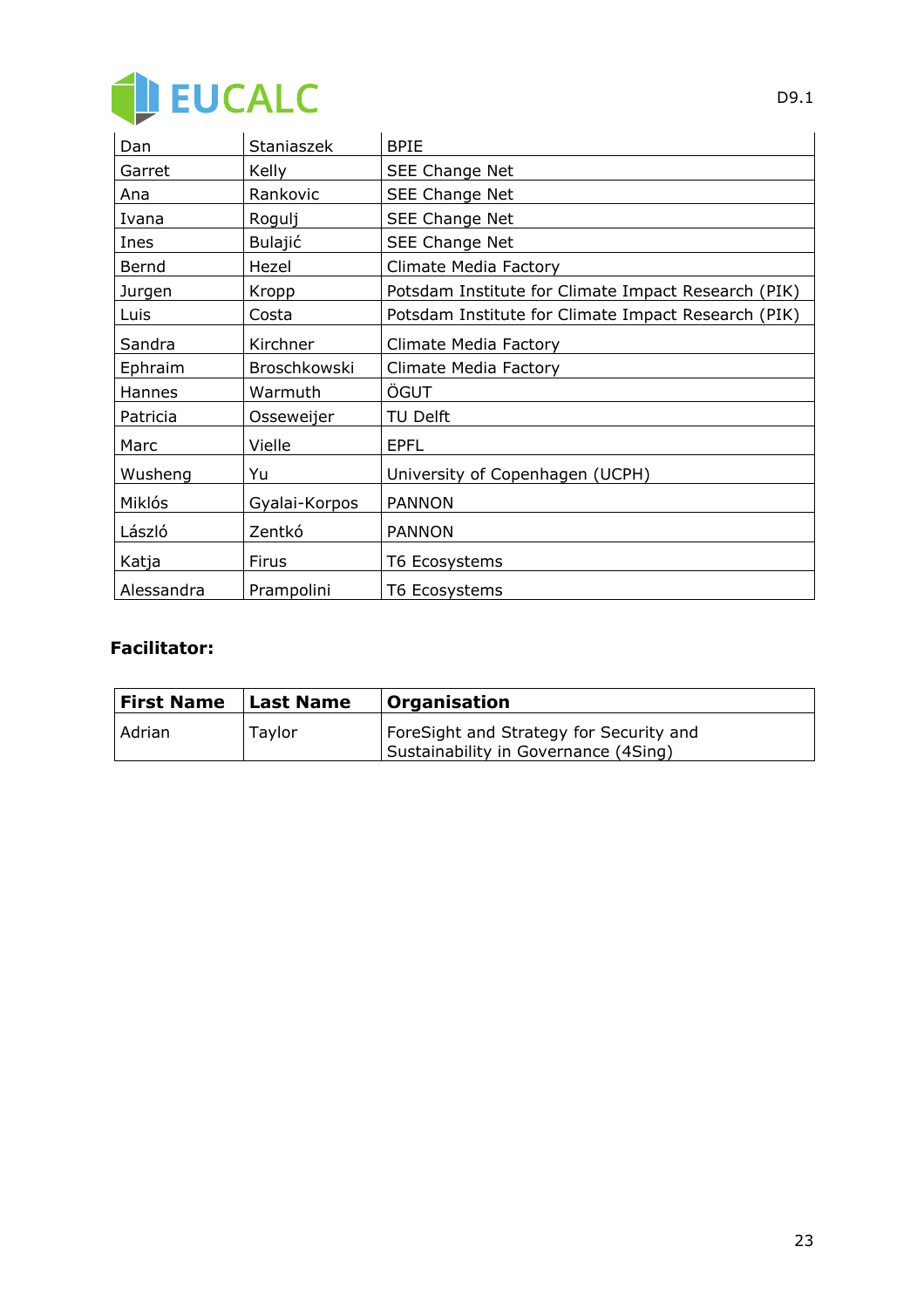| | | |
|---|---|---|
| Dan | Staniaszek | BPIE |
| Garret | Kelly | SEE Change Net |
| Ana | Rankovic | SEE Change Net |
| Ivana | Rogulj | SEE Change Net |
| Ines | Bulajić | SEE Change Net |
| Bernd | Hezel | Climate Media Factory |
| Jurgen | Kropp | Potsdam Institute for Climate Impact Research (PIK) |
| Luis | Costa | Potsdam Institute for Climate Impact Research (PIK) |
| Sandra | Kirchner | Climate Media Factory |
| Ephraim | Broschkowski | Climate Media Factory |
| Hannes | Warmuth | ÖGUT |
| Patricia | Osseweijer | TU Delft |
| Marc | Vielle | EPFL |
| Wusheng | Yu | University of Copenhagen (UCPH) |
| Miklós | Gyalai-Korpos | PANNON |
| László | Zentkó | PANNON |
| Katja | Firus | T6 Ecosystems |
| Alessandra | Prampolini | T6 Ecosystems |

**Facilitator:**

| First Name | Last Name | Organisation |
|---|---|---|
| Adrian | Taylor | ForeSight and Strategy for Security and Sustainability in Governance (4Sing) |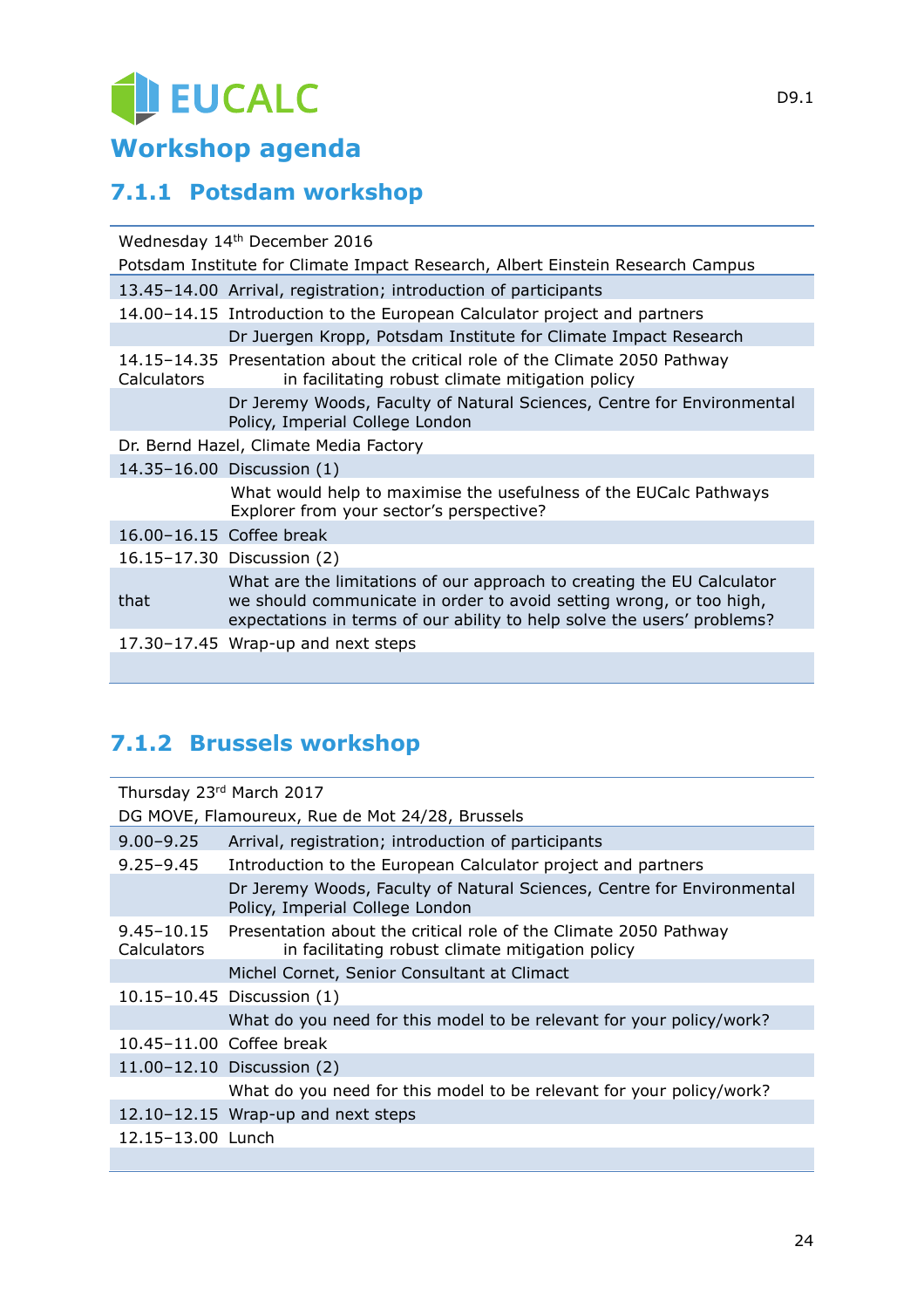# Workshop agenda

## 7.1.1 Potsdam workshop

| Wednesday 14th December 2016 | |
|---|---|
| Potsdam Institute for Climate Impact Research, Albert Einstein Research Campus | |
| 13.45–14.00 | Arrival, registration; introduction of participants |
| 14.00–14.15 | Introduction to the European Calculator project and partners |
| | Dr Juergen Kropp, Potsdam Institute for Climate Impact Research |
| 14.15–14.35 Calculators | Presentation about the critical role of the Climate 2050 Pathway in facilitating robust climate mitigation policy |
| | Dr Jeremy Woods, Faculty of Natural Sciences, Centre for Environmental Policy, Imperial College London |
| Dr. Bernd Hazel, Climate Media Factory | |
| 14.35–16.00 | Discussion (1) |
| | What would help to maximise the usefulness of the EUCalc Pathways Explorer from your sector's perspective? |
| 16.00–16.15 | Coffee break |
| 16.15–17.30 | Discussion (2) |
| that | What are the limitations of our approach to creating the EU Calculator we should communicate in order to avoid setting wrong, or too high, expectations in terms of our ability to help solve the users' problems? |
| 17.30–17.45 | Wrap-up and next steps |

## 7.1.2 Brussels workshop

| Thursday 23rd March 2017 | |
|---|---|
| DG MOVE, Flamoureux, Rue de Mot 24/28, Brussels | |
| 9.00–9.25 | Arrival, registration; introduction of participants |
| 9.25–9.45 | Introduction to the European Calculator project and partners |
| | Dr Jeremy Woods, Faculty of Natural Sciences, Centre for Environmental Policy, Imperial College London |
| 9.45–10.15 Calculators | Presentation about the critical role of the Climate 2050 Pathway in facilitating robust climate mitigation policy |
| | Michel Cornet, Senior Consultant at Climact |
| 10.15–10.45 | Discussion (1) |
| | What do you need for this model to be relevant for your policy/work? |
| 10.45–11.00 | Coffee break |
| 11.00–12.10 | Discussion (2) |
| | What do you need for this model to be relevant for your policy/work? |
| 12.10–12.15 | Wrap-up and next steps |
| 12.15–13.00 | Lunch |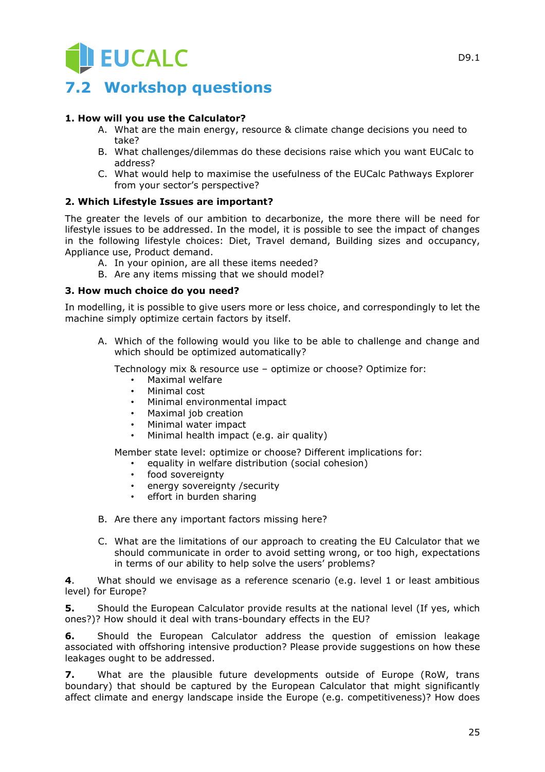## 7.2 Workshop questions

**1. How will you use the Calculator?**

A. What are the main energy, resource & climate change decisions you need to take?

B. What challenges/dilemmas do these decisions raise which you want EUCalc to address?

C. What would help to maximise the usefulness of the EUCalc Pathways Explorer from your sector's perspective?

**2. Which Lifestyle Issues are important?**

The greater the levels of our ambition to decarbonize, the more there will be need for lifestyle issues to be addressed. In the model, it is possible to see the impact of changes in the following lifestyle choices: Diet, Travel demand, Building sizes and occupancy, Appliance use, Product demand.

A. In your opinion, are all these items needed?

B. Are any items missing that we should model?

**3. How much choice do you need?**

In modelling, it is possible to give users more or less choice, and correspondingly to let the machine simply optimize certain factors by itself.

A. Which of the following would you like to be able to challenge and change and which should be optimized automatically?

Technology mix & resource use – optimize or choose? Optimize for:

- Maximal welfare
- Minimal cost
- Minimal environmental impact
- Maximal job creation
- Minimal water impact
- Minimal health impact (e.g. air quality)

Member state level: optimize or choose? Different implications for:

- equality in welfare distribution (social cohesion)
- food sovereignty
- energy sovereignty /security
- effort in burden sharing

B. Are there any important factors missing here?

C. What are the limitations of our approach to creating the EU Calculator that we should communicate in order to avoid setting wrong, or too high, expectations in terms of our ability to help solve the users' problems?

**4**. What should we envisage as a reference scenario (e.g. level 1 or least ambitious level) for Europe?

**5.** Should the European Calculator provide results at the national level (If yes, which ones?)? How should it deal with trans-boundary effects in the EU?

**6.** Should the European Calculator address the question of emission leakage associated with offshoring intensive production? Please provide suggestions on how these leakages ought to be addressed.

**7.** What are the plausible future developments outside of Europe (RoW, trans boundary) that should be captured by the European Calculator that might significantly affect climate and energy landscape inside the Europe (e.g. competitiveness)? How does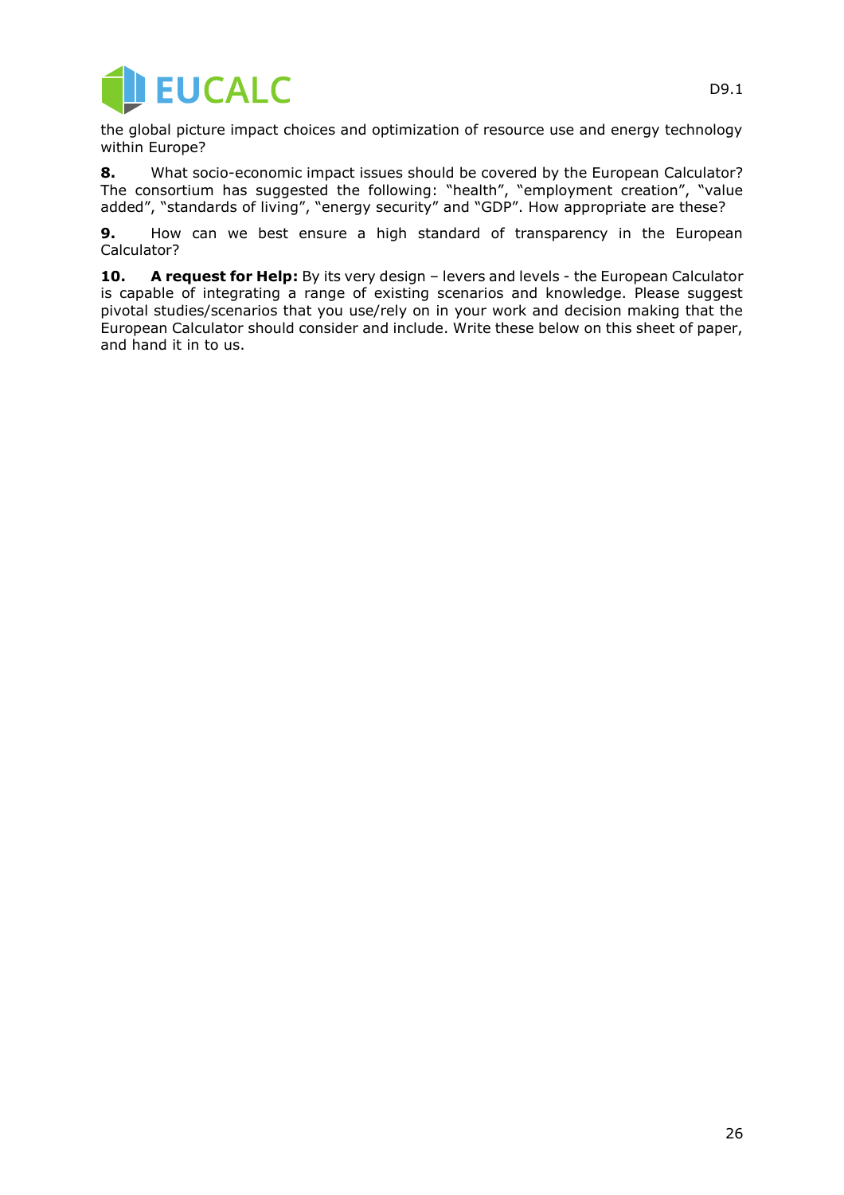the global picture impact choices and optimization of resource use and energy technology within Europe?

**8.** What socio-economic impact issues should be covered by the European Calculator? The consortium has suggested the following: "health", "employment creation", "value added", "standards of living", "energy security" and "GDP". How appropriate are these?

**9.** How can we best ensure a high standard of transparency in the European Calculator?

**10. A request for Help:** By its very design – levers and levels - the European Calculator is capable of integrating a range of existing scenarios and knowledge. Please suggest pivotal studies/scenarios that you use/rely on in your work and decision making that the European Calculator should consider and include. Write these below on this sheet of paper, and hand it in to us.